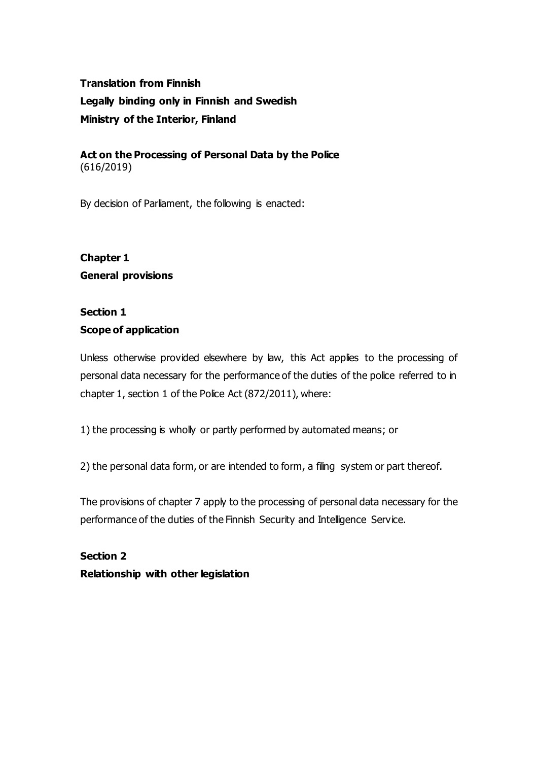**Translation from Finnish**

**Legally binding only in Finnish and Swedish**

**Ministry of the Interior, Finland**

# Act on the Processing of Personal Data by the Police

(616/2019)

By decision of Parliament, the following is enacted:

## Chapter 1

## General provisions

### Section 1

### Scope of application

Unless otherwise provided elsewhere by law, this Act applies to the processing of personal data necessary for the performance of the duties of the police referred to in chapter 1, section 1 of the Police Act (872/2011), where:

1) the processing is wholly or partly performed by automated means; or

2) the personal data form, or are intended to form, a filing system or part thereof.

The provisions of chapter 7 apply to the processing of personal data necessary for the performance of the duties of the Finnish Security and Intelligence Service.

### Section 2

### Relationship with other legislation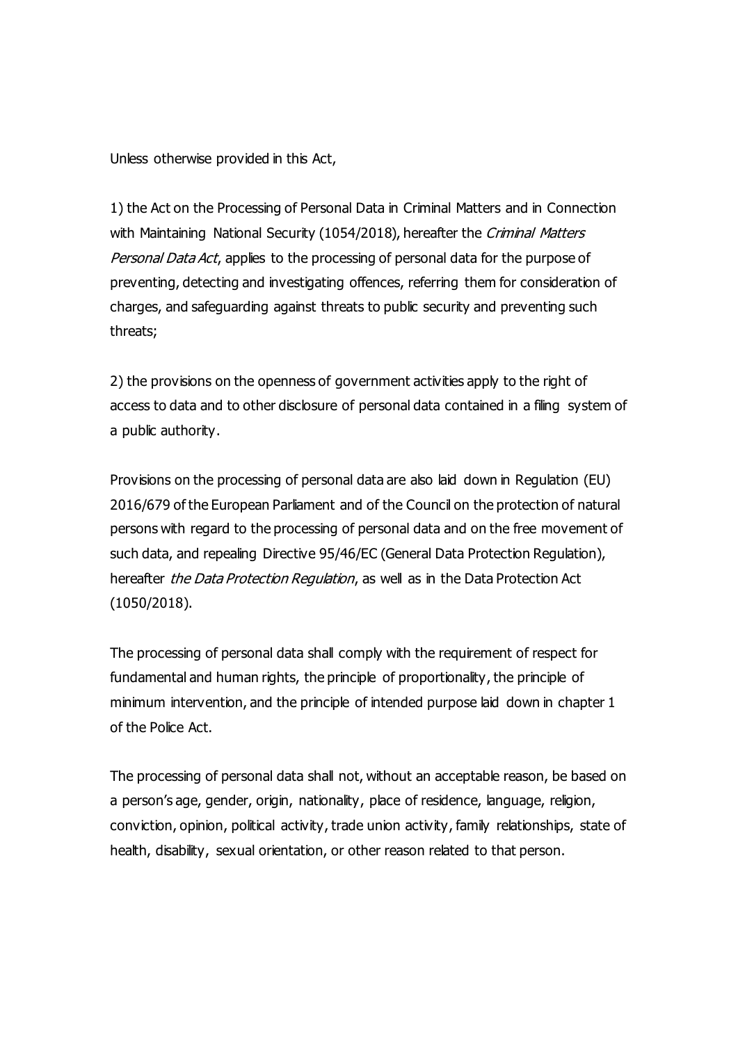Unless otherwise provided in this Act,

1) the Act on the Processing of Personal Data in Criminal Matters and in Connection with Maintaining National Security (1054/2018), hereafter the *Criminal Matters Personal Data Act*, applies to the processing of personal data for the purpose of preventing, detecting and investigating offences, referring them for consideration of charges, and safeguarding against threats to public security and preventing such threats;

2) the provisions on the openness of government activities apply to the right of access to data and to other disclosure of personal data contained in a filing system of a public authority.

Provisions on the processing of personal data are also laid down in Regulation (EU) 2016/679 of the European Parliament and of the Council on the protection of natural persons with regard to the processing of personal data and on the free movement of such data, and repealing Directive 95/46/EC (General Data Protection Regulation), hereafter *the Data Protection Regulation*, as well as in the Data Protection Act (1050/2018).

The processing of personal data shall comply with the requirement of respect for fundamental and human rights, the principle of proportionality, the principle of minimum intervention, and the principle of intended purpose laid down in chapter 1 of the Police Act.

The processing of personal data shall not, without an acceptable reason, be based on a person's age, gender, origin, nationality, place of residence, language, religion, conviction, opinion, political activity, trade union activity, family relationships, state of health, disability, sexual orientation, or other reason related to that person.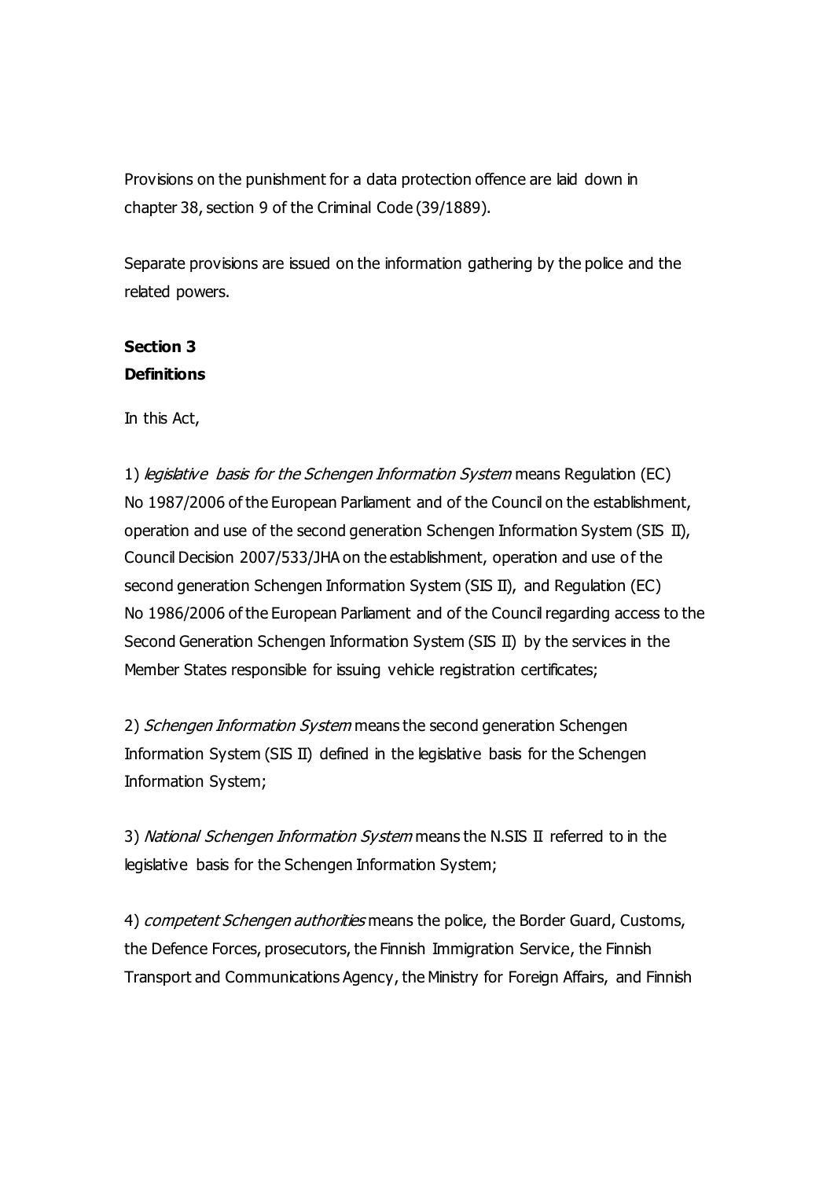Provisions on the punishment for a data protection offence are laid down in chapter 38, section 9 of the Criminal Code (39/1889).

Separate provisions are issued on the information gathering by the police and the related powers.

**Section 3**
**Definitions**

In this Act,

1) *legislative basis for the Schengen Information System* means Regulation (EC) No 1987/2006 of the European Parliament and of the Council on the establishment, operation and use of the second generation Schengen Information System (SIS II), Council Decision 2007/533/JHA on the establishment, operation and use of the second generation Schengen Information System (SIS II), and Regulation (EC) No 1986/2006 of the European Parliament and of the Council regarding access to the Second Generation Schengen Information System (SIS II) by the services in the Member States responsible for issuing vehicle registration certificates;

2) *Schengen Information System* means the second generation Schengen Information System (SIS II) defined in the legislative basis for the Schengen Information System;

3) *National Schengen Information System* means the N.SIS II referred to in the legislative basis for the Schengen Information System;

4) *competent Schengen authorities* means the police, the Border Guard, Customs, the Defence Forces, prosecutors, the Finnish Immigration Service, the Finnish Transport and Communications Agency, the Ministry for Foreign Affairs, and Finnish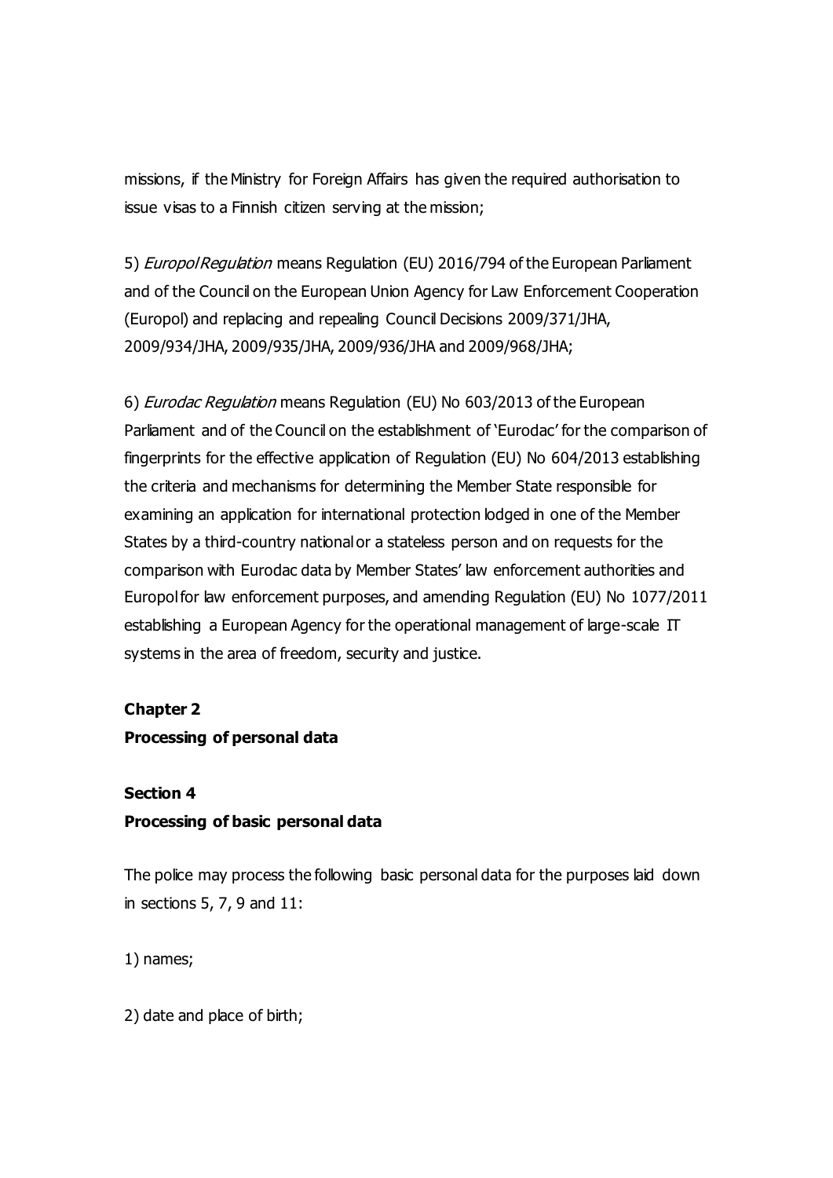missions, if the Ministry for Foreign Affairs has given the required authorisation to issue visas to a Finnish citizen serving at the mission;

5) *Europol Regulation* means Regulation (EU) 2016/794 of the European Parliament and of the Council on the European Union Agency for Law Enforcement Cooperation (Europol) and replacing and repealing Council Decisions 2009/371/JHA, 2009/934/JHA, 2009/935/JHA, 2009/936/JHA and 2009/968/JHA;

6) *Eurodac Regulation* means Regulation (EU) No 603/2013 of the European Parliament and of the Council on the establishment of 'Eurodac' for the comparison of fingerprints for the effective application of Regulation (EU) No 604/2013 establishing the criteria and mechanisms for determining the Member State responsible for examining an application for international protection lodged in one of the Member States by a third-country national or a stateless person and on requests for the comparison with Eurodac data by Member States' law enforcement authorities and Europol for law enforcement purposes, and amending Regulation (EU) No 1077/2011 establishing a European Agency for the operational management of large-scale IT systems in the area of freedom, security and justice.

**Chapter 2**
**Processing of personal data**

**Section 4**
**Processing of basic personal data**

The police may process the following basic personal data for the purposes laid down in sections 5, 7, 9 and 11:

1) names;

2) date and place of birth;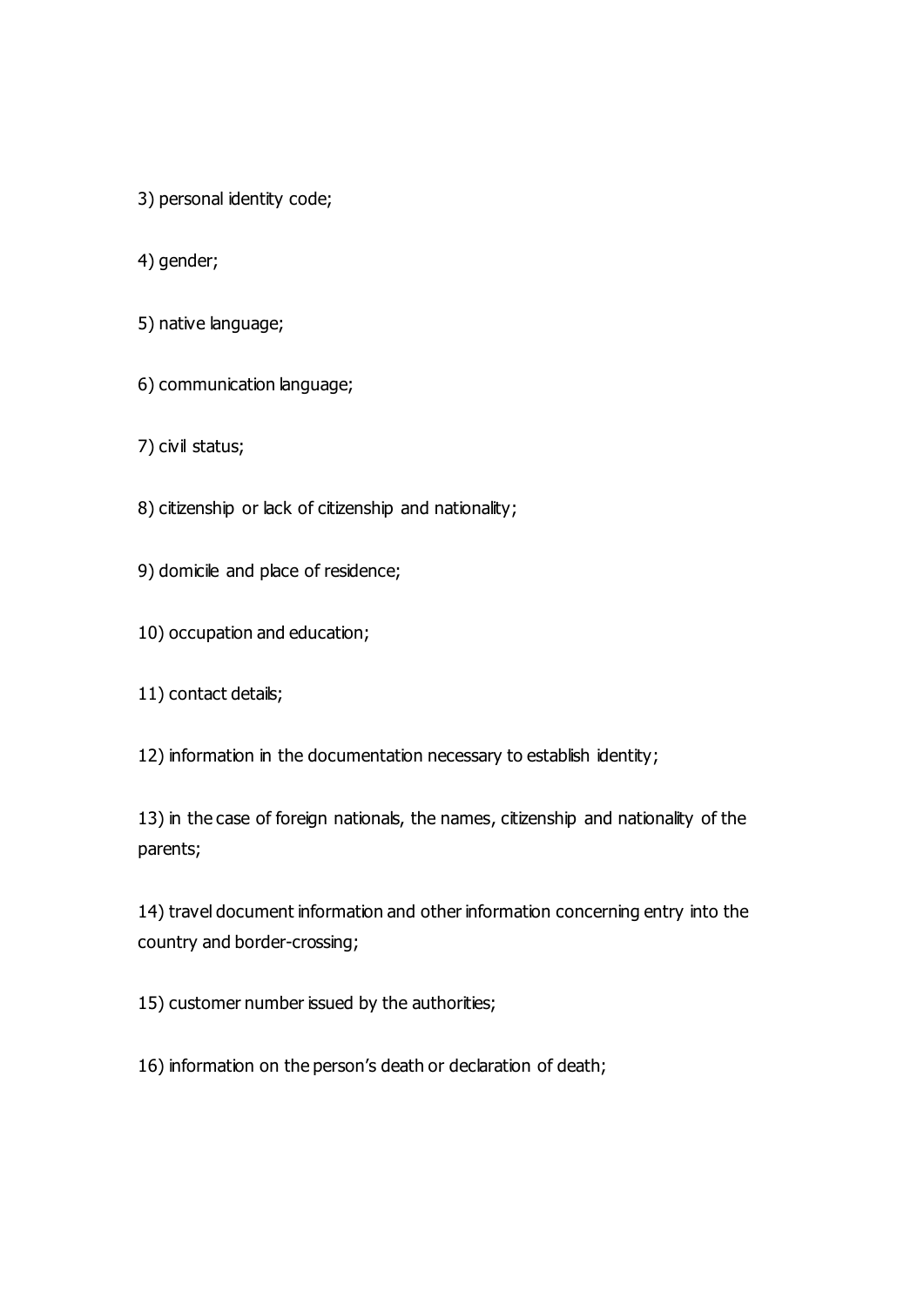3) personal identity code;

4) gender;

5) native language;

6) communication language;

7) civil status;

8) citizenship or lack of citizenship and nationality;

9) domicile and place of residence;

10) occupation and education;

11) contact details;

12) information in the documentation necessary to establish identity;

13) in the case of foreign nationals, the names, citizenship and nationality of the parents;

14) travel document information and other information concerning entry into the country and border-crossing;

15) customer number issued by the authorities;

16) information on the person's death or declaration of death;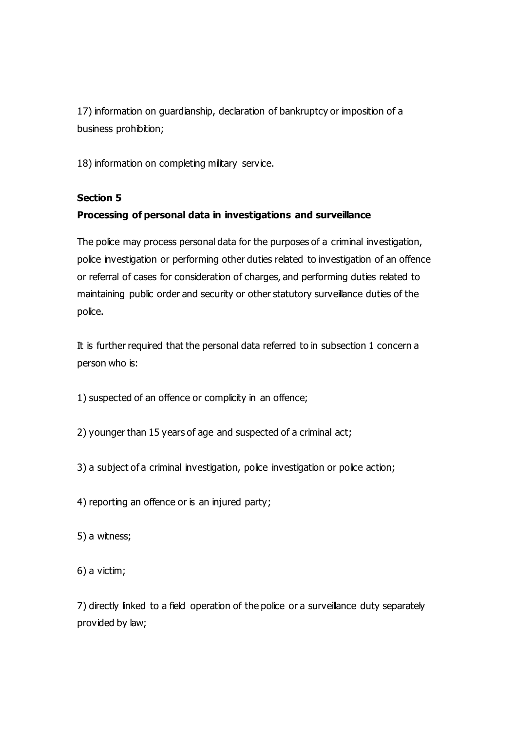17) information on guardianship, declaration of bankruptcy or imposition of a business prohibition;

18) information on completing military service.

**Section 5**

**Processing of personal data in investigations and surveillance**

The police may process personal data for the purposes of a criminal investigation, police investigation or performing other duties related to investigation of an offence or referral of cases for consideration of charges, and performing duties related to maintaining public order and security or other statutory surveillance duties of the police.

It is further required that the personal data referred to in subsection 1 concern a person who is:

1) suspected of an offence or complicity in an offence;

2) younger than 15 years of age and suspected of a criminal act;

3) a subject of a criminal investigation, police investigation or police action;

4) reporting an offence or is an injured party;

5) a witness;

6) a victim;

7) directly linked to a field operation of the police or a surveillance duty separately provided by law;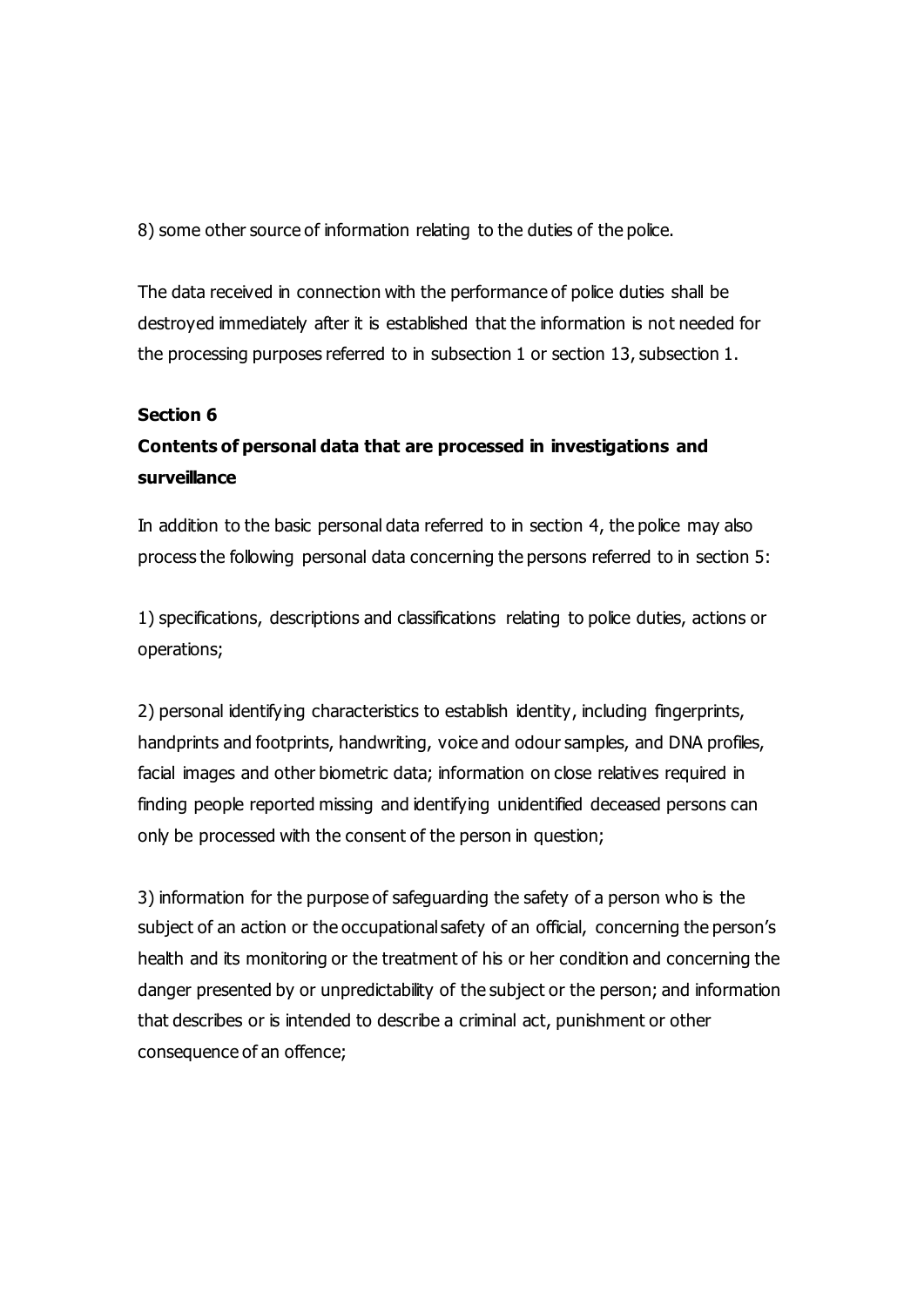8) some other source of information relating to the duties of the police.

The data received in connection with the performance of police duties shall be destroyed immediately after it is established that the information is not needed for the processing purposes referred to in subsection 1 or section 13, subsection 1.

**Section 6**

**Contents of personal data that are processed in investigations and surveillance**

In addition to the basic personal data referred to in section 4, the police may also process the following personal data concerning the persons referred to in section 5:

1) specifications, descriptions and classifications relating to police duties, actions or operations;

2) personal identifying characteristics to establish identity, including fingerprints, handprints and footprints, handwriting, voice and odour samples, and DNA profiles, facial images and other biometric data; information on close relatives required in finding people reported missing and identifying unidentified deceased persons can only be processed with the consent of the person in question;

3) information for the purpose of safeguarding the safety of a person who is the subject of an action or the occupational safety of an official, concerning the person's health and its monitoring or the treatment of his or her condition and concerning the danger presented by or unpredictability of the subject or the person; and information that describes or is intended to describe a criminal act, punishment or other consequence of an offence;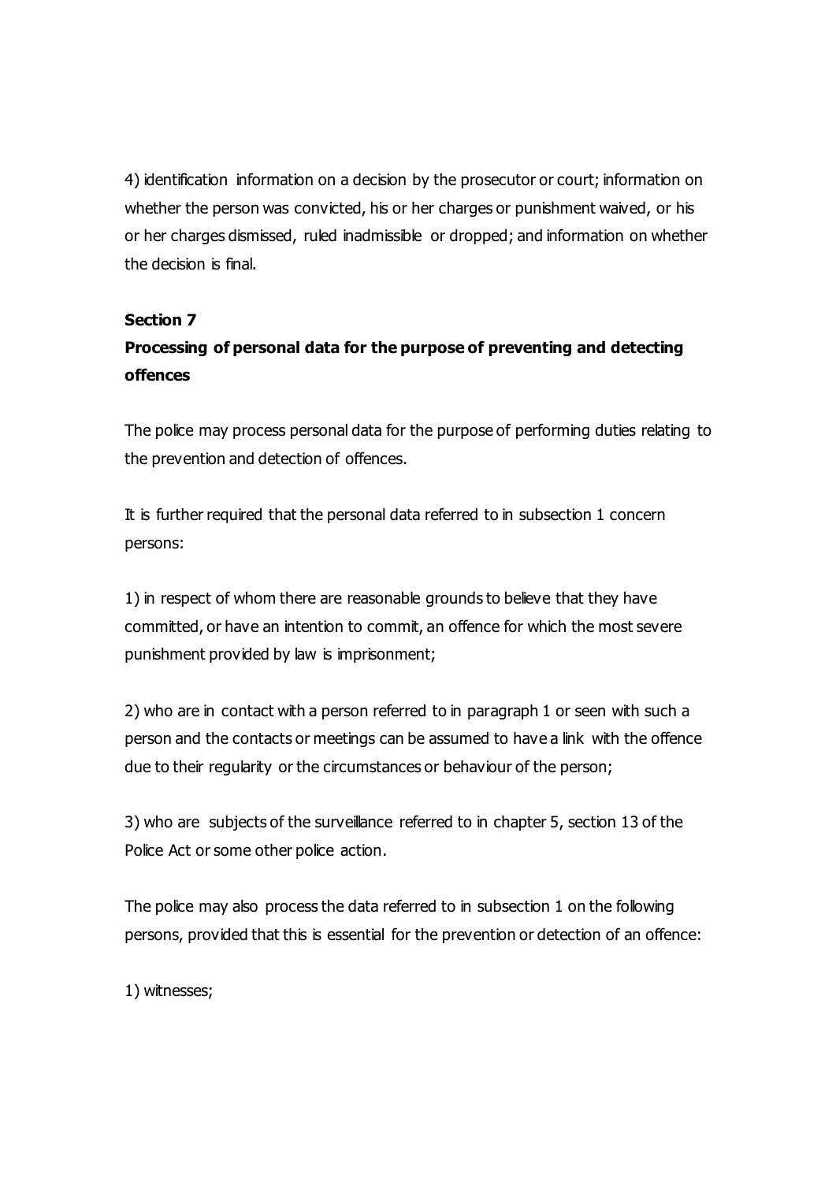4) identification information on a decision by the prosecutor or court; information on whether the person was convicted, his or her charges or punishment waived, or his or her charges dismissed, ruled inadmissible or dropped; and information on whether the decision is final.

**Section 7**

**Processing of personal data for the purpose of preventing and detecting offences**

The police may process personal data for the purpose of performing duties relating to the prevention and detection of offences.

It is further required that the personal data referred to in subsection 1 concern persons:

1) in respect of whom there are reasonable grounds to believe that they have committed, or have an intention to commit, an offence for which the most severe punishment provided by law is imprisonment;

2) who are in contact with a person referred to in paragraph 1 or seen with such a person and the contacts or meetings can be assumed to have a link with the offence due to their regularity or the circumstances or behaviour of the person;

3) who are subjects of the surveillance referred to in chapter 5, section 13 of the Police Act or some other police action.

The police may also process the data referred to in subsection 1 on the following persons, provided that this is essential for the prevention or detection of an offence:

1) witnesses;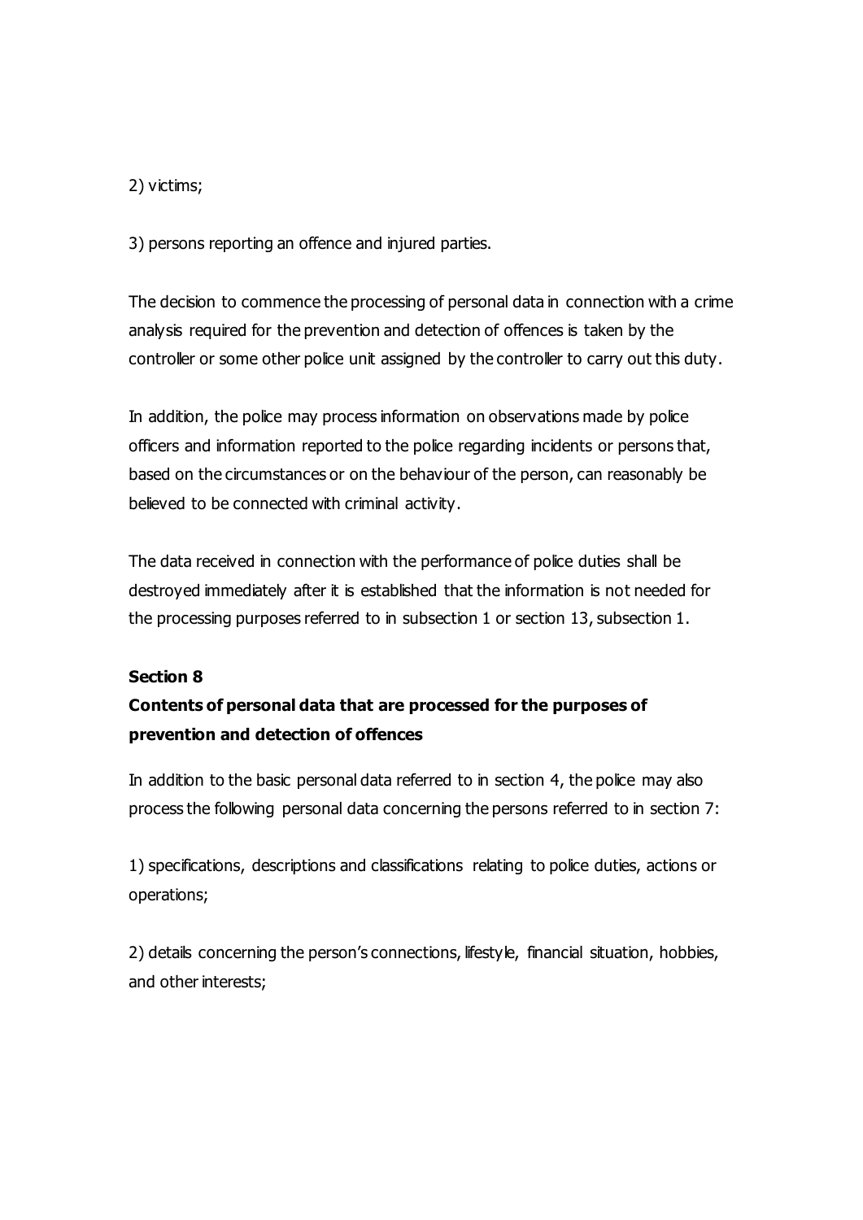2) victims;

3) persons reporting an offence and injured parties.

The decision to commence the processing of personal data in connection with a crime analysis required for the prevention and detection of offences is taken by the controller or some other police unit assigned by the controller to carry out this duty.

In addition, the police may process information on observations made by police officers and information reported to the police regarding incidents or persons that, based on the circumstances or on the behaviour of the person, can reasonably be believed to be connected with criminal activity.

The data received in connection with the performance of police duties shall be destroyed immediately after it is established that the information is not needed for the processing purposes referred to in subsection 1 or section 13, subsection 1.

**Section 8**

**Contents of personal data that are processed for the purposes of prevention and detection of offences**

In addition to the basic personal data referred to in section 4, the police may also process the following personal data concerning the persons referred to in section 7:

1) specifications, descriptions and classifications relating to police duties, actions or operations;

2) details concerning the person's connections, lifestyle, financial situation, hobbies, and other interests;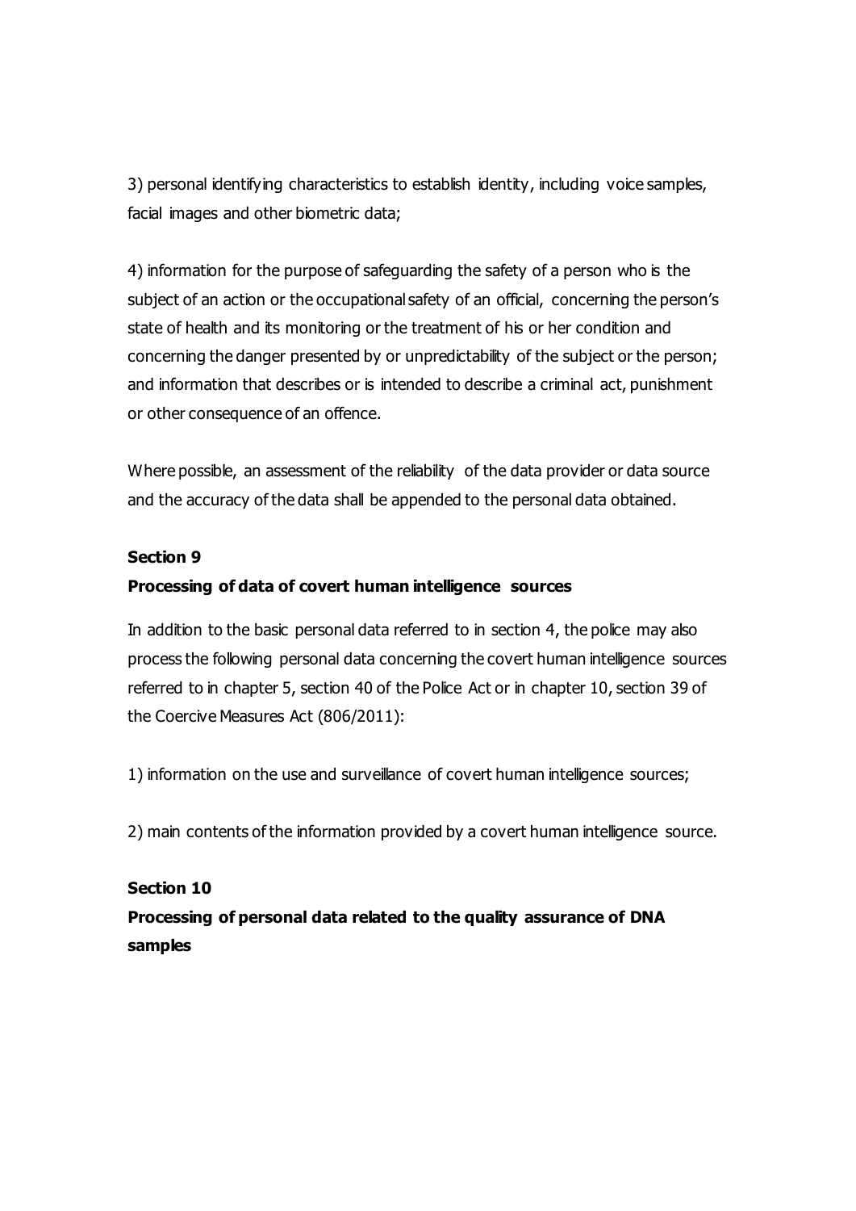3) personal identifying characteristics to establish identity, including voice samples, facial images and other biometric data;

4) information for the purpose of safeguarding the safety of a person who is the subject of an action or the occupational safety of an official, concerning the person's state of health and its monitoring or the treatment of his or her condition and concerning the danger presented by or unpredictability of the subject or the person; and information that describes or is intended to describe a criminal act, punishment or other consequence of an offence.

Where possible, an assessment of the reliability of the data provider or data source and the accuracy of the data shall be appended to the personal data obtained.

### Section 9

### Processing of data of covert human intelligence sources

In addition to the basic personal data referred to in section 4, the police may also process the following personal data concerning the covert human intelligence sources referred to in chapter 5, section 40 of the Police Act or in chapter 10, section 39 of the Coercive Measures Act (806/2011):

1) information on the use and surveillance of covert human intelligence sources;

2) main contents of the information provided by a covert human intelligence source.

### Section 10

### Processing of personal data related to the quality assurance of DNA samples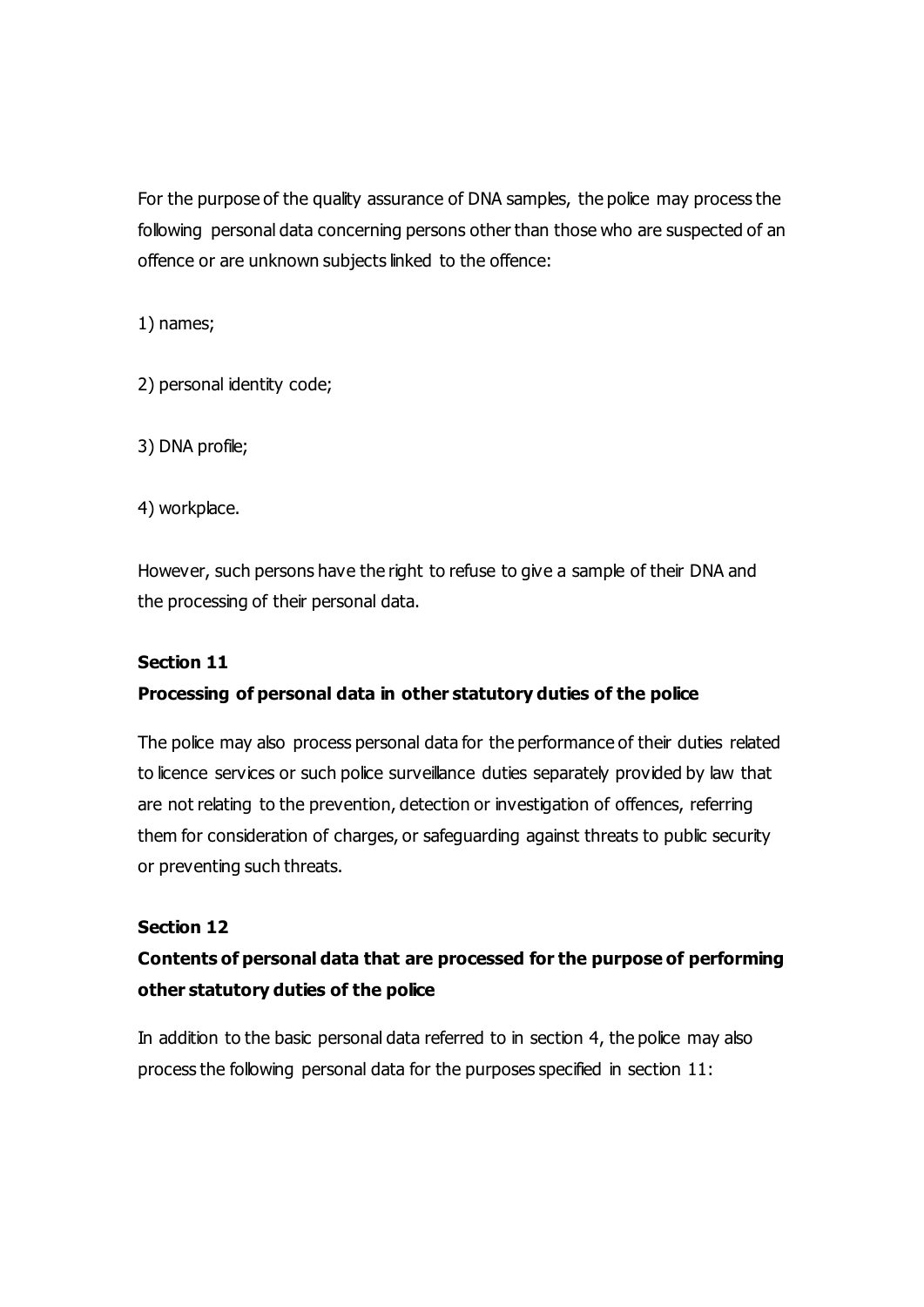For the purpose of the quality assurance of DNA samples, the police may process the following personal data concerning persons other than those who are suspected of an offence or are unknown subjects linked to the offence:

1) names;

2) personal identity code;

3) DNA profile;

4) workplace.

However, such persons have the right to refuse to give a sample of their DNA and the processing of their personal data.

**Section 11**

**Processing of personal data in other statutory duties of the police**

The police may also process personal data for the performance of their duties related to licence services or such police surveillance duties separately provided by law that are not relating to the prevention, detection or investigation of offences, referring them for consideration of charges, or safeguarding against threats to public security or preventing such threats.

**Section 12**

**Contents of personal data that are processed for the purpose of performing other statutory duties of the police**

In addition to the basic personal data referred to in section 4, the police may also process the following personal data for the purposes specified in section 11: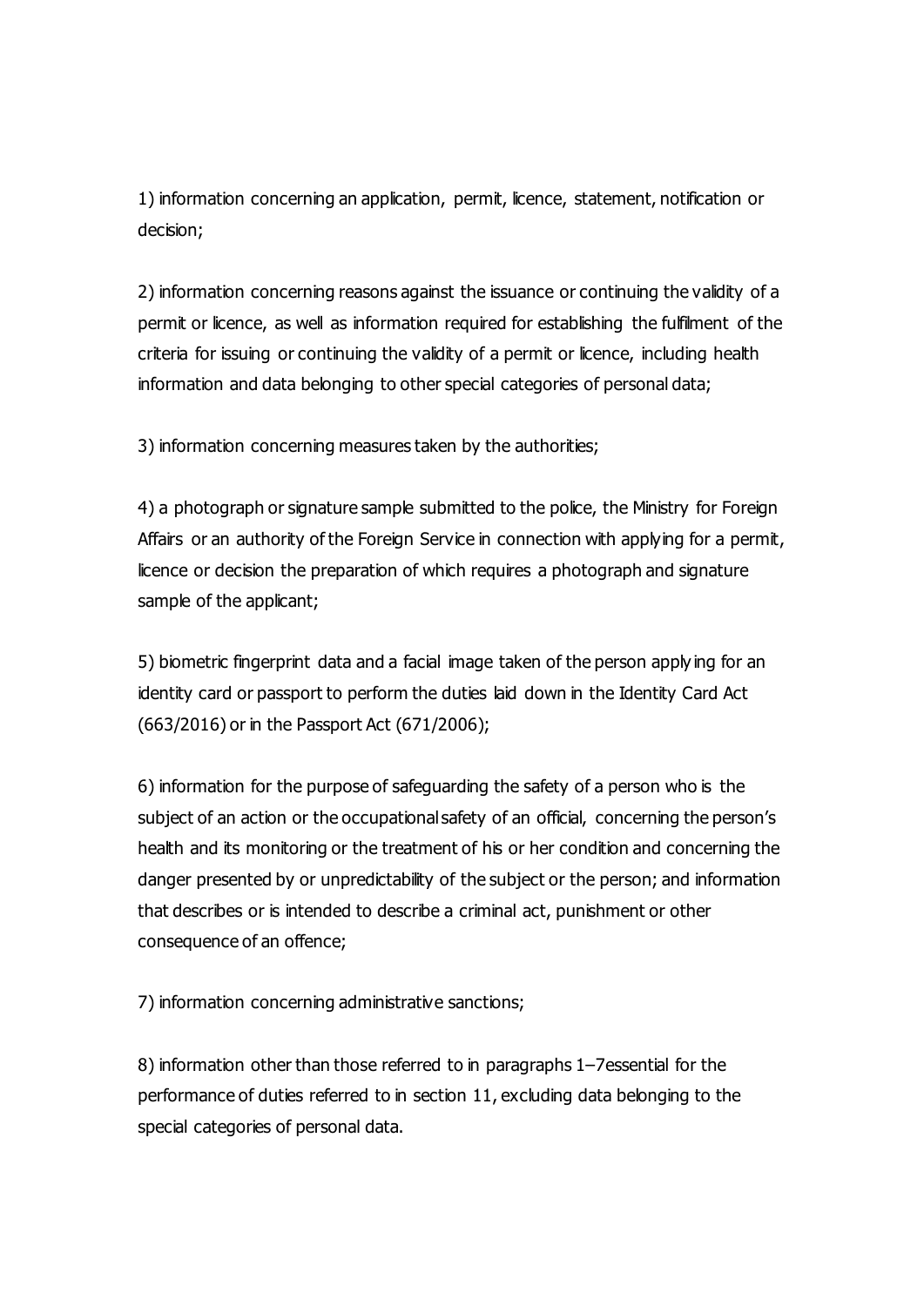1) information concerning an application, permit, licence, statement, notification or decision;

2) information concerning reasons against the issuance or continuing the validity of a permit or licence, as well as information required for establishing the fulfilment of the criteria for issuing or continuing the validity of a permit or licence, including health information and data belonging to other special categories of personal data;

3) information concerning measures taken by the authorities;

4) a photograph or signature sample submitted to the police, the Ministry for Foreign Affairs or an authority of the Foreign Service in connection with applying for a permit, licence or decision the preparation of which requires a photograph and signature sample of the applicant;

5) biometric fingerprint data and a facial image taken of the person applying for an identity card or passport to perform the duties laid down in the Identity Card Act (663/2016) or in the Passport Act (671/2006);

6) information for the purpose of safeguarding the safety of a person who is the subject of an action or the occupational safety of an official, concerning the person's health and its monitoring or the treatment of his or her condition and concerning the danger presented by or unpredictability of the subject or the person; and information that describes or is intended to describe a criminal act, punishment or other consequence of an offence;

7) information concerning administrative sanctions;

8) information other than those referred to in paragraphs 1–7essential for the performance of duties referred to in section 11, excluding data belonging to the special categories of personal data.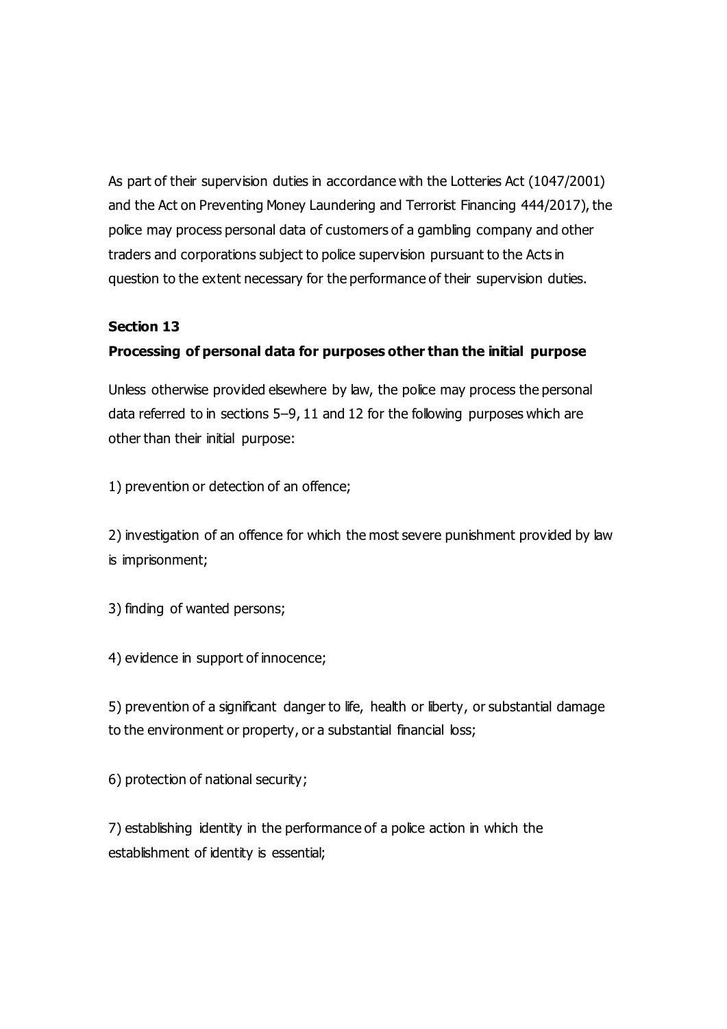As part of their supervision duties in accordance with the Lotteries Act (1047/2001) and the Act on Preventing Money Laundering and Terrorist Financing 444/2017), the police may process personal data of customers of a gambling company and other traders and corporations subject to police supervision pursuant to the Acts in question to the extent necessary for the performance of their supervision duties.

**Section 13**

**Processing of personal data for purposes other than the initial purpose**

Unless otherwise provided elsewhere by law, the police may process the personal data referred to in sections 5–9, 11 and 12 for the following purposes which are other than their initial purpose:

1) prevention or detection of an offence;

2) investigation of an offence for which the most severe punishment provided by law is imprisonment;

3) finding of wanted persons;

4) evidence in support of innocence;

5) prevention of a significant danger to life, health or liberty, or substantial damage to the environment or property, or a substantial financial loss;

6) protection of national security;

7) establishing identity in the performance of a police action in which the establishment of identity is essential;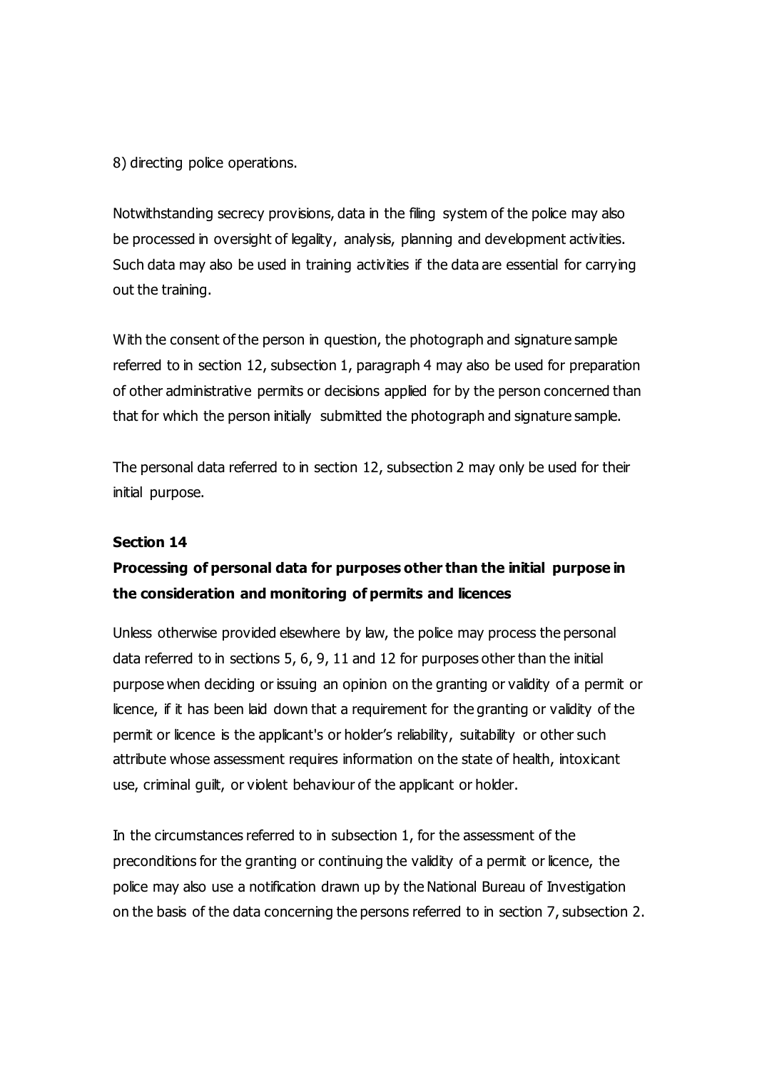8) directing police operations.

Notwithstanding secrecy provisions, data in the filing system of the police may also be processed in oversight of legality, analysis, planning and development activities. Such data may also be used in training activities if the data are essential for carrying out the training.

With the consent of the person in question, the photograph and signature sample referred to in section 12, subsection 1, paragraph 4 may also be used for preparation of other administrative permits or decisions applied for by the person concerned than that for which the person initially submitted the photograph and signature sample.

The personal data referred to in section 12, subsection 2 may only be used for their initial purpose.

**Section 14**

**Processing of personal data for purposes other than the initial purpose in the consideration and monitoring of permits and licences**

Unless otherwise provided elsewhere by law, the police may process the personal data referred to in sections 5, 6, 9, 11 and 12 for purposes other than the initial purpose when deciding or issuing an opinion on the granting or validity of a permit or licence, if it has been laid down that a requirement for the granting or validity of the permit or licence is the applicant's or holder's reliability, suitability or other such attribute whose assessment requires information on the state of health, intoxicant use, criminal guilt, or violent behaviour of the applicant or holder.

In the circumstances referred to in subsection 1, for the assessment of the preconditions for the granting or continuing the validity of a permit or licence, the police may also use a notification drawn up by the National Bureau of Investigation on the basis of the data concerning the persons referred to in section 7, subsection 2.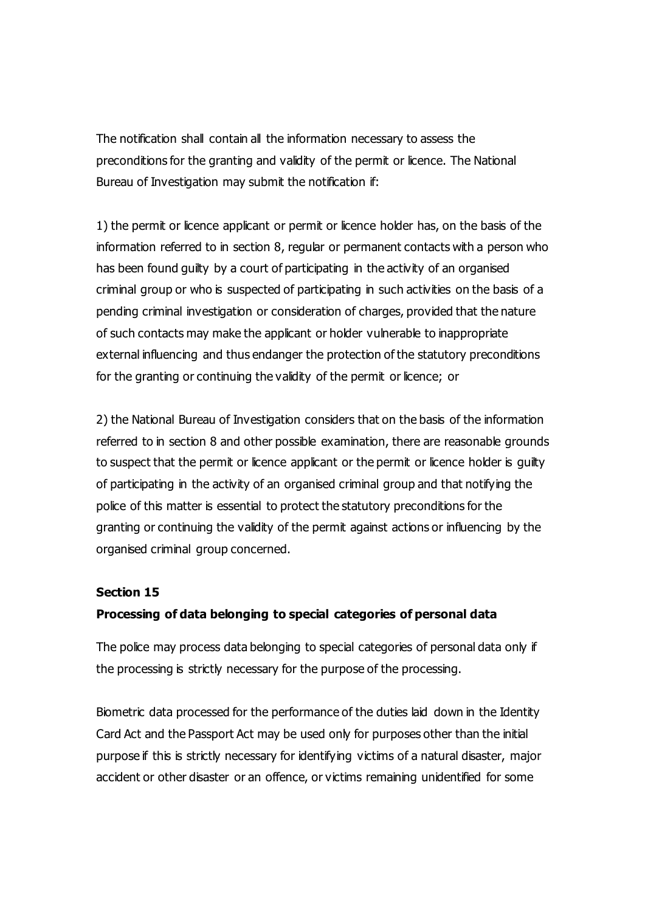The notification shall contain all the information necessary to assess the preconditions for the granting and validity of the permit or licence. The National Bureau of Investigation may submit the notification if:

1) the permit or licence applicant or permit or licence holder has, on the basis of the information referred to in section 8, regular or permanent contacts with a person who has been found guilty by a court of participating in the activity of an organised criminal group or who is suspected of participating in such activities on the basis of a pending criminal investigation or consideration of charges, provided that the nature of such contacts may make the applicant or holder vulnerable to inappropriate external influencing and thus endanger the protection of the statutory preconditions for the granting or continuing the validity of the permit or licence; or

2) the National Bureau of Investigation considers that on the basis of the information referred to in section 8 and other possible examination, there are reasonable grounds to suspect that the permit or licence applicant or the permit or licence holder is guilty of participating in the activity of an organised criminal group and that notifying the police of this matter is essential to protect the statutory preconditions for the granting or continuing the validity of the permit against actions or influencing by the organised criminal group concerned.

**Section 15**

**Processing of data belonging to special categories of personal data**

The police may process data belonging to special categories of personal data only if the processing is strictly necessary for the purpose of the processing.

Biometric data processed for the performance of the duties laid down in the Identity Card Act and the Passport Act may be used only for purposes other than the initial purpose if this is strictly necessary for identifying victims of a natural disaster, major accident or other disaster or an offence, or victims remaining unidentified for some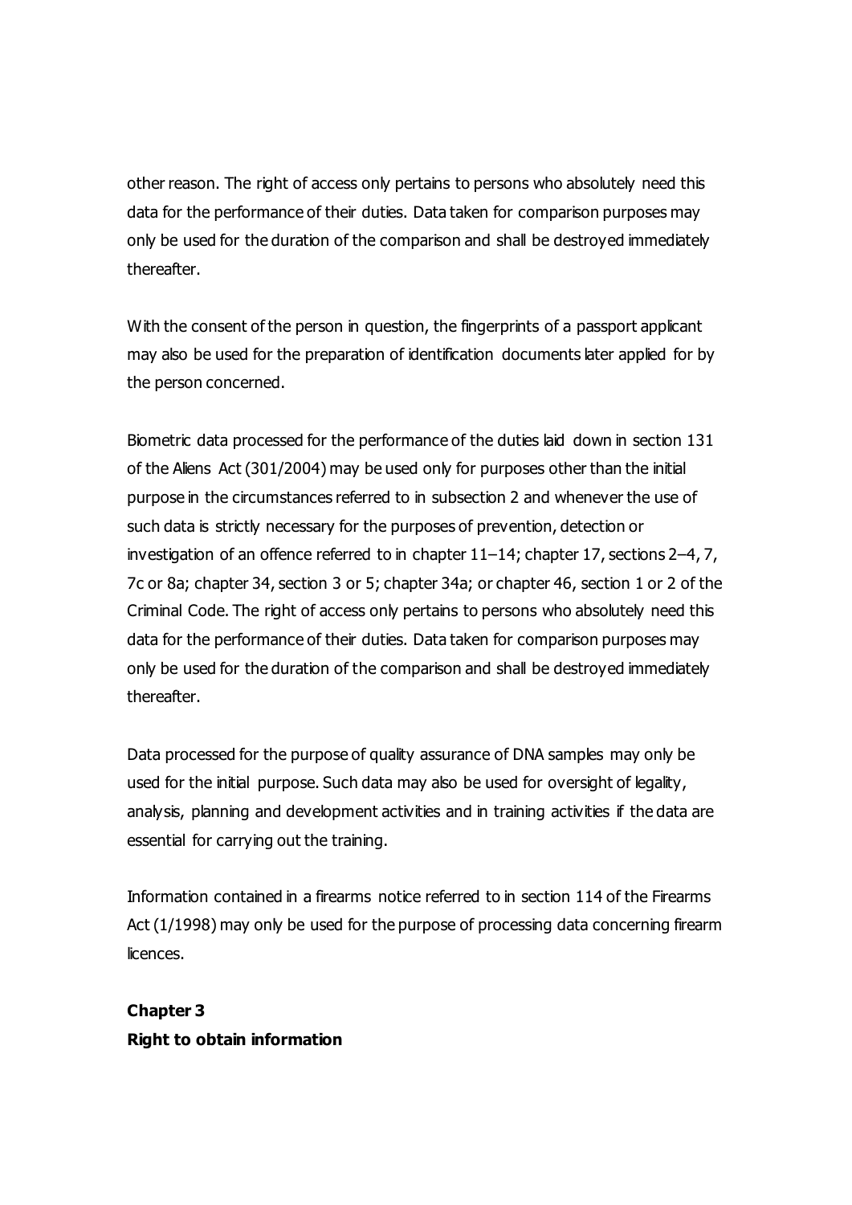other reason. The right of access only pertains to persons who absolutely need this data for the performance of their duties. Data taken for comparison purposes may only be used for the duration of the comparison and shall be destroyed immediately thereafter.

With the consent of the person in question, the fingerprints of a passport applicant may also be used for the preparation of identification documents later applied for by the person concerned.

Biometric data processed for the performance of the duties laid down in section 131 of the Aliens Act (301/2004) may be used only for purposes other than the initial purpose in the circumstances referred to in subsection 2 and whenever the use of such data is strictly necessary for the purposes of prevention, detection or investigation of an offence referred to in chapter 11–14; chapter 17, sections 2–4, 7, 7c or 8a; chapter 34, section 3 or 5; chapter 34a; or chapter 46, section 1 or 2 of the Criminal Code. The right of access only pertains to persons who absolutely need this data for the performance of their duties. Data taken for comparison purposes may only be used for the duration of the comparison and shall be destroyed immediately thereafter.

Data processed for the purpose of quality assurance of DNA samples may only be used for the initial purpose. Such data may also be used for oversight of legality, analysis, planning and development activities and in training activities if the data are essential for carrying out the training.

Information contained in a firearms notice referred to in section 114 of the Firearms Act (1/1998) may only be used for the purpose of processing data concerning firearm licences.

## Chapter 3
## Right to obtain information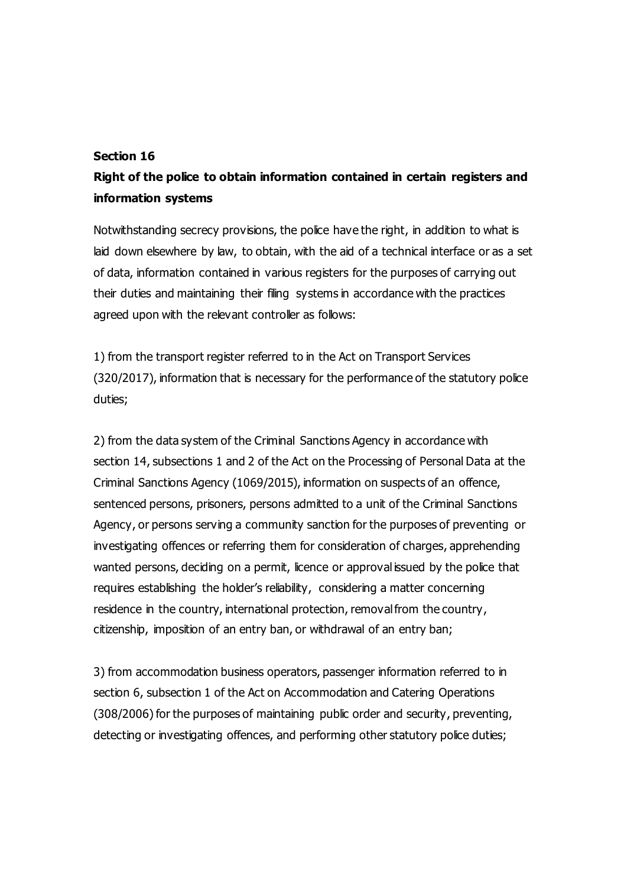**Section 16**

**Right of the police to obtain information contained in certain registers and information systems**

Notwithstanding secrecy provisions, the police have the right, in addition to what is laid down elsewhere by law, to obtain, with the aid of a technical interface or as a set of data, information contained in various registers for the purposes of carrying out their duties and maintaining their filing systems in accordance with the practices agreed upon with the relevant controller as follows:

1) from the transport register referred to in the Act on Transport Services (320/2017), information that is necessary for the performance of the statutory police duties;

2) from the data system of the Criminal Sanctions Agency in accordance with section 14, subsections 1 and 2 of the Act on the Processing of Personal Data at the Criminal Sanctions Agency (1069/2015), information on suspects of an offence, sentenced persons, prisoners, persons admitted to a unit of the Criminal Sanctions Agency, or persons serving a community sanction for the purposes of preventing or investigating offences or referring them for consideration of charges, apprehending wanted persons, deciding on a permit, licence or approval issued by the police that requires establishing the holder's reliability, considering a matter concerning residence in the country, international protection, removal from the country, citizenship, imposition of an entry ban, or withdrawal of an entry ban;

3) from accommodation business operators, passenger information referred to in section 6, subsection 1 of the Act on Accommodation and Catering Operations (308/2006) for the purposes of maintaining public order and security, preventing, detecting or investigating offences, and performing other statutory police duties;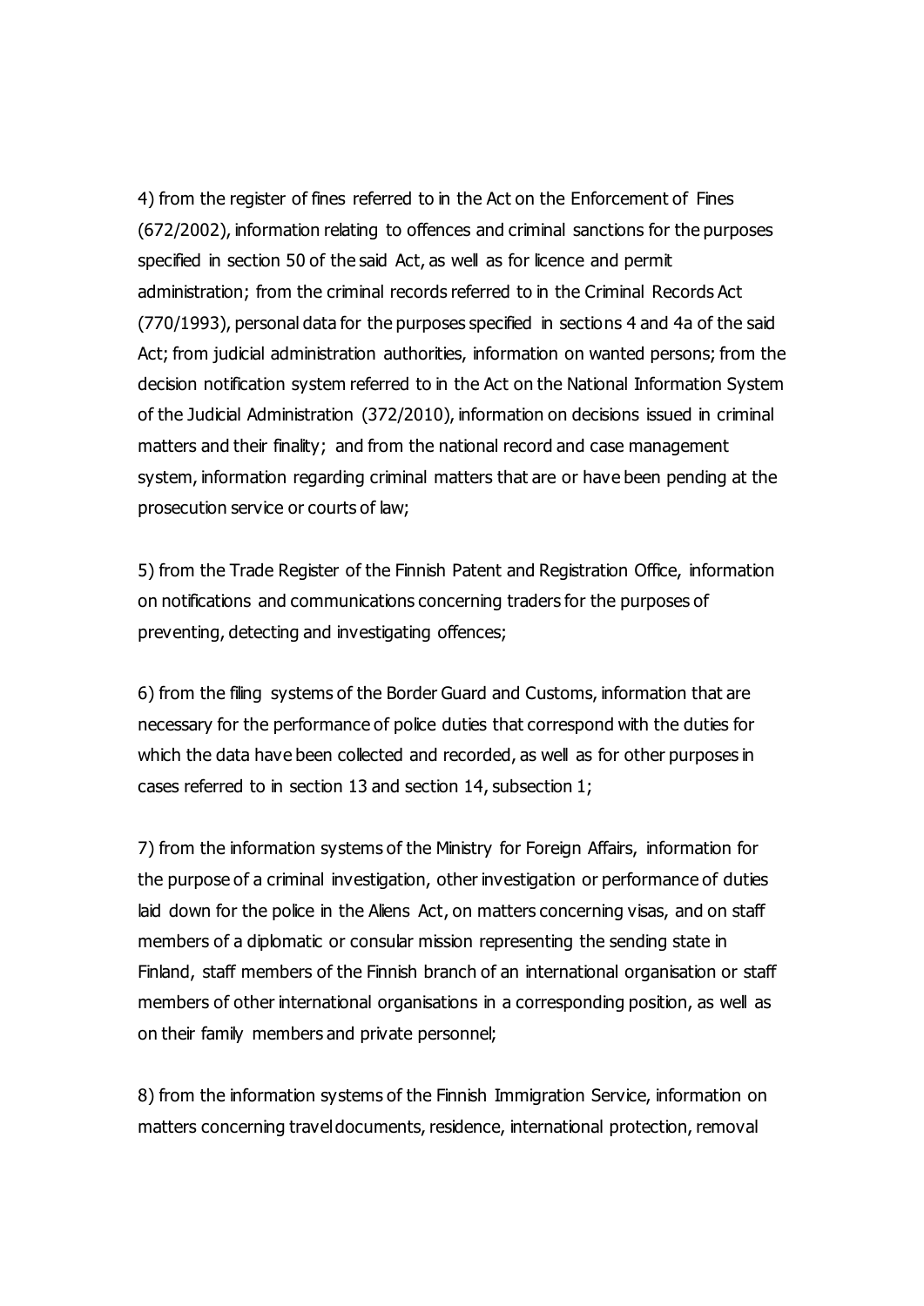4) from the register of fines referred to in the Act on the Enforcement of Fines (672/2002), information relating to offences and criminal sanctions for the purposes specified in section 50 of the said Act, as well as for licence and permit administration; from the criminal records referred to in the Criminal Records Act (770/1993), personal data for the purposes specified in sections 4 and 4a of the said Act; from judicial administration authorities, information on wanted persons; from the decision notification system referred to in the Act on the National Information System of the Judicial Administration (372/2010), information on decisions issued in criminal matters and their finality; and from the national record and case management system, information regarding criminal matters that are or have been pending at the prosecution service or courts of law;

5) from the Trade Register of the Finnish Patent and Registration Office, information on notifications and communications concerning traders for the purposes of preventing, detecting and investigating offences;

6) from the filing systems of the Border Guard and Customs, information that are necessary for the performance of police duties that correspond with the duties for which the data have been collected and recorded, as well as for other purposes in cases referred to in section 13 and section 14, subsection 1;

7) from the information systems of the Ministry for Foreign Affairs, information for the purpose of a criminal investigation, other investigation or performance of duties laid down for the police in the Aliens Act, on matters concerning visas, and on staff members of a diplomatic or consular mission representing the sending state in Finland, staff members of the Finnish branch of an international organisation or staff members of other international organisations in a corresponding position, as well as on their family members and private personnel;

8) from the information systems of the Finnish Immigration Service, information on matters concerning travel documents, residence, international protection, removal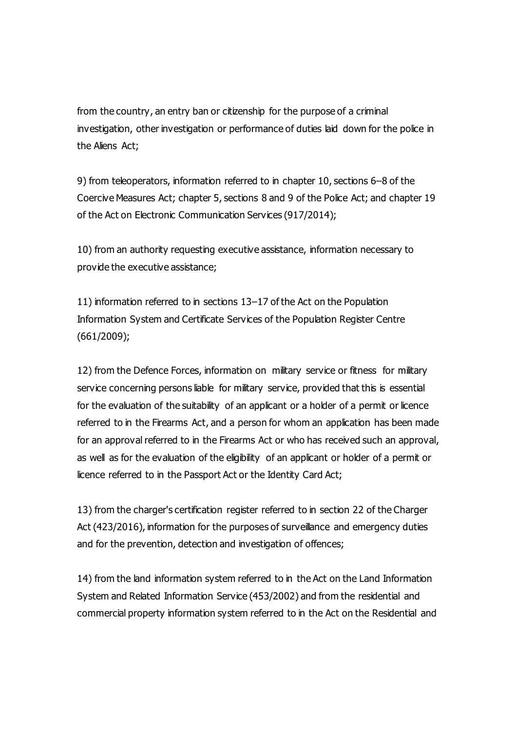from the country, an entry ban or citizenship for the purpose of a criminal investigation, other investigation or performance of duties laid down for the police in the Aliens Act;

9) from teleoperators, information referred to in chapter 10, sections 6–8 of the Coercive Measures Act; chapter 5, sections 8 and 9 of the Police Act; and chapter 19 of the Act on Electronic Communication Services (917/2014);

10) from an authority requesting executive assistance, information necessary to provide the executive assistance;

11) information referred to in sections 13–17 of the Act on the Population Information System and Certificate Services of the Population Register Centre (661/2009);

12) from the Defence Forces, information on military service or fitness for military service concerning persons liable for military service, provided that this is essential for the evaluation of the suitability of an applicant or a holder of a permit or licence referred to in the Firearms Act, and a person for whom an application has been made for an approval referred to in the Firearms Act or who has received such an approval, as well as for the evaluation of the eligibility of an applicant or holder of a permit or licence referred to in the Passport Act or the Identity Card Act;

13) from the charger's certification register referred to in section 22 of the Charger Act (423/2016), information for the purposes of surveillance and emergency duties and for the prevention, detection and investigation of offences;

14) from the land information system referred to in the Act on the Land Information System and Related Information Service (453/2002) and from the residential and commercial property information system referred to in the Act on the Residential and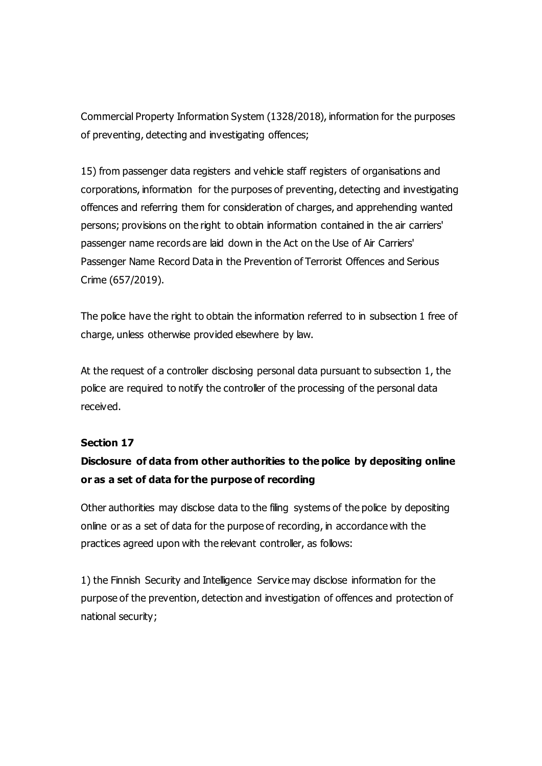Commercial Property Information System (1328/2018), information for the purposes of preventing, detecting and investigating offences;

15) from passenger data registers and vehicle staff registers of organisations and corporations, information for the purposes of preventing, detecting and investigating offences and referring them for consideration of charges, and apprehending wanted persons; provisions on the right to obtain information contained in the air carriers' passenger name records are laid down in the Act on the Use of Air Carriers' Passenger Name Record Data in the Prevention of Terrorist Offences and Serious Crime (657/2019).

The police have the right to obtain the information referred to in subsection 1 free of charge, unless otherwise provided elsewhere by law.

At the request of a controller disclosing personal data pursuant to subsection 1, the police are required to notify the controller of the processing of the personal data received.

**Section 17**

**Disclosure of data from other authorities to the police by depositing online or as a set of data for the purpose of recording**

Other authorities may disclose data to the filing systems of the police by depositing online or as a set of data for the purpose of recording, in accordance with the practices agreed upon with the relevant controller, as follows:

1) the Finnish Security and Intelligence Service may disclose information for the purpose of the prevention, detection and investigation of offences and protection of national security;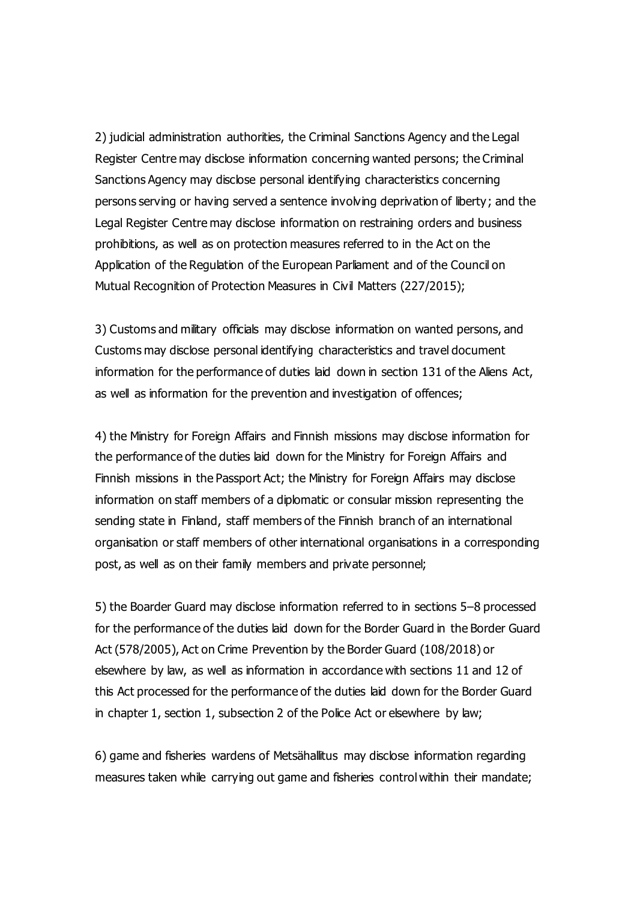2) judicial administration authorities, the Criminal Sanctions Agency and the Legal Register Centre may disclose information concerning wanted persons; the Criminal Sanctions Agency may disclose personal identifying characteristics concerning persons serving or having served a sentence involving deprivation of liberty; and the Legal Register Centre may disclose information on restraining orders and business prohibitions, as well as on protection measures referred to in the Act on the Application of the Regulation of the European Parliament and of the Council on Mutual Recognition of Protection Measures in Civil Matters (227/2015);

3) Customs and military officials may disclose information on wanted persons, and Customs may disclose personal identifying characteristics and travel document information for the performance of duties laid down in section 131 of the Aliens Act, as well as information for the prevention and investigation of offences;

4) the Ministry for Foreign Affairs and Finnish missions may disclose information for the performance of the duties laid down for the Ministry for Foreign Affairs and Finnish missions in the Passport Act; the Ministry for Foreign Affairs may disclose information on staff members of a diplomatic or consular mission representing the sending state in Finland, staff members of the Finnish branch of an international organisation or staff members of other international organisations in a corresponding post, as well as on their family members and private personnel;

5) the Boarder Guard may disclose information referred to in sections 5–8 processed for the performance of the duties laid down for the Border Guard in the Border Guard Act (578/2005), Act on Crime Prevention by the Border Guard (108/2018) or elsewhere by law, as well as information in accordance with sections 11 and 12 of this Act processed for the performance of the duties laid down for the Border Guard in chapter 1, section 1, subsection 2 of the Police Act or elsewhere by law;

6) game and fisheries wardens of Metsähallitus may disclose information regarding measures taken while carrying out game and fisheries control within their mandate;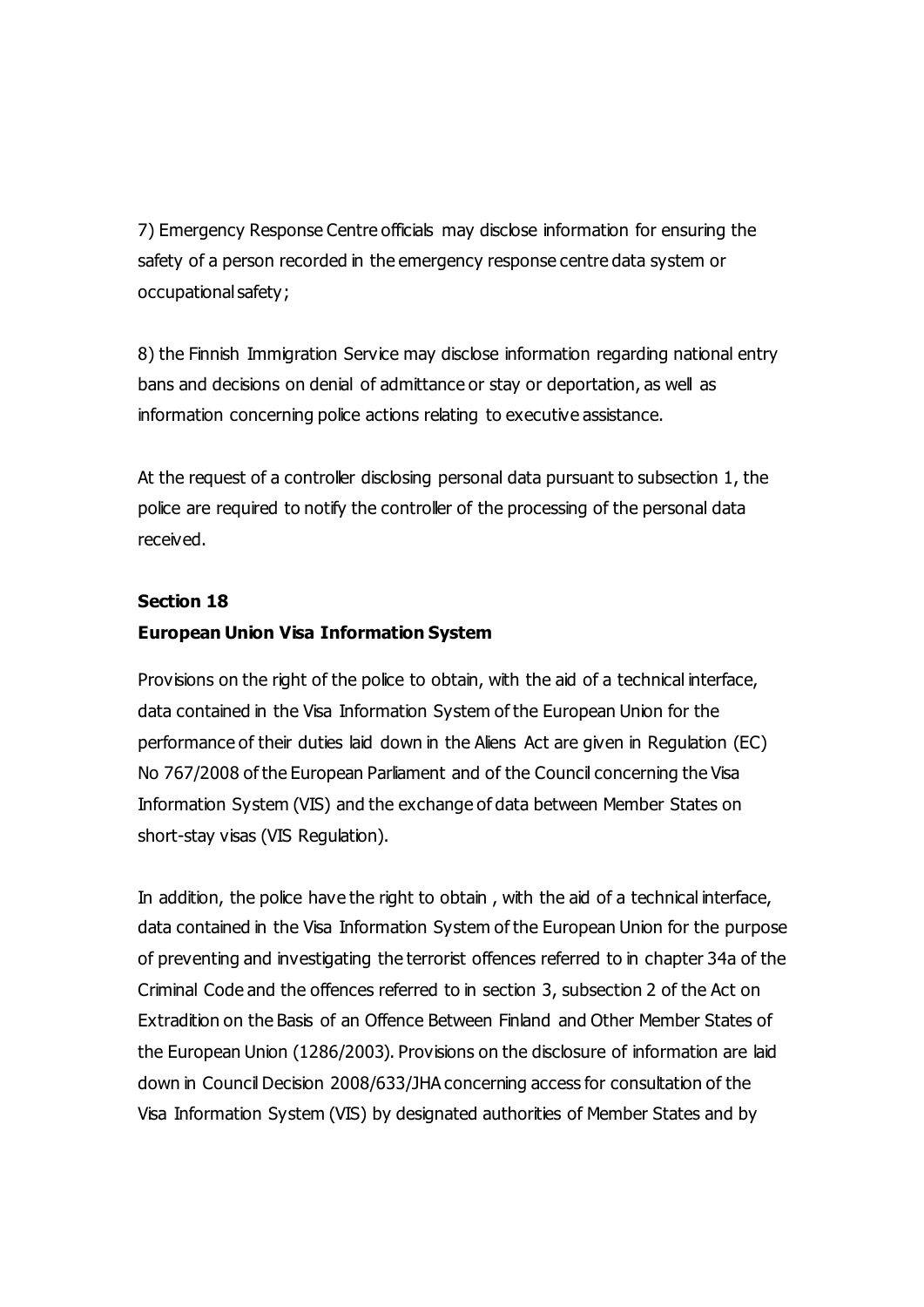7) Emergency Response Centre officials may disclose information for ensuring the safety of a person recorded in the emergency response centre data system or occupational safety;

8) the Finnish Immigration Service may disclose information regarding national entry bans and decisions on denial of admittance or stay or deportation, as well as information concerning police actions relating to executive assistance.

At the request of a controller disclosing personal data pursuant to subsection 1, the police are required to notify the controller of the processing of the personal data received.

**Section 18**
**European Union Visa Information System**

Provisions on the right of the police to obtain, with the aid of a technical interface, data contained in the Visa Information System of the European Union for the performance of their duties laid down in the Aliens Act are given in Regulation (EC) No 767/2008 of the European Parliament and of the Council concerning the Visa Information System (VIS) and the exchange of data between Member States on short-stay visas (VIS Regulation).

In addition, the police have the right to obtain , with the aid of a technical interface, data contained in the Visa Information System of the European Union for the purpose of preventing and investigating the terrorist offences referred to in chapter 34a of the Criminal Code and the offences referred to in section 3, subsection 2 of the Act on Extradition on the Basis of an Offence Between Finland and Other Member States of the European Union (1286/2003). Provisions on the disclosure of information are laid down in Council Decision 2008/633/JHA concerning access for consultation of the Visa Information System (VIS) by designated authorities of Member States and by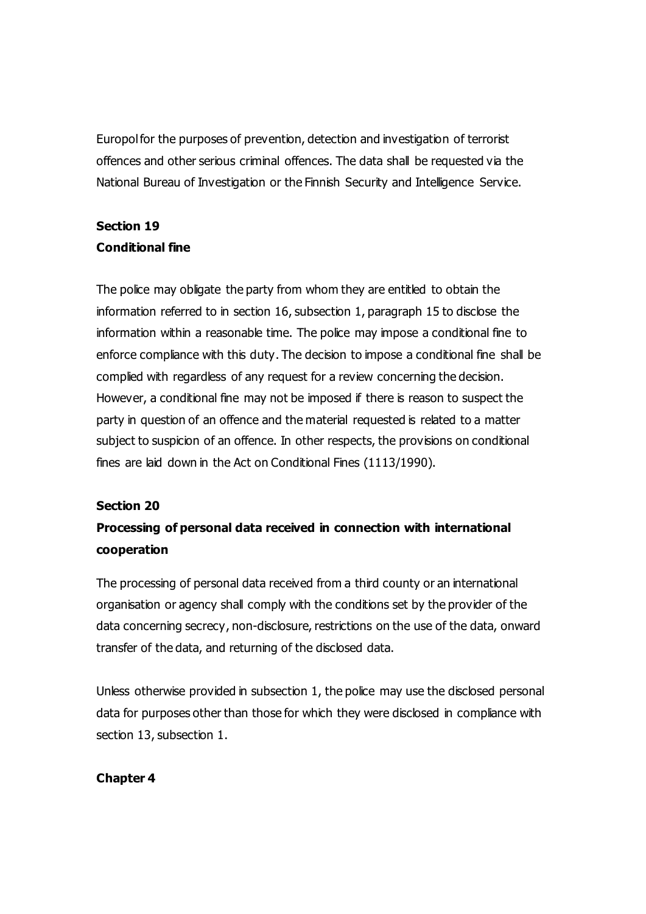Europol for the purposes of prevention, detection and investigation of terrorist offences and other serious criminal offences. The data shall be requested via the National Bureau of Investigation or the Finnish Security and Intelligence Service.

**Section 19**
**Conditional fine**

The police may obligate the party from whom they are entitled to obtain the information referred to in section 16, subsection 1, paragraph 15 to disclose the information within a reasonable time. The police may impose a conditional fine to enforce compliance with this duty. The decision to impose a conditional fine shall be complied with regardless of any request for a review concerning the decision. However, a conditional fine may not be imposed if there is reason to suspect the party in question of an offence and the material requested is related to a matter subject to suspicion of an offence. In other respects, the provisions on conditional fines are laid down in the Act on Conditional Fines (1113/1990).

**Section 20**
**Processing of personal data received in connection with international cooperation**

The processing of personal data received from a third county or an international organisation or agency shall comply with the conditions set by the provider of the data concerning secrecy, non-disclosure, restrictions on the use of the data, onward transfer of the data, and returning of the disclosed data.

Unless otherwise provided in subsection 1, the police may use the disclosed personal data for purposes other than those for which they were disclosed in compliance with section 13, subsection 1.

**Chapter 4**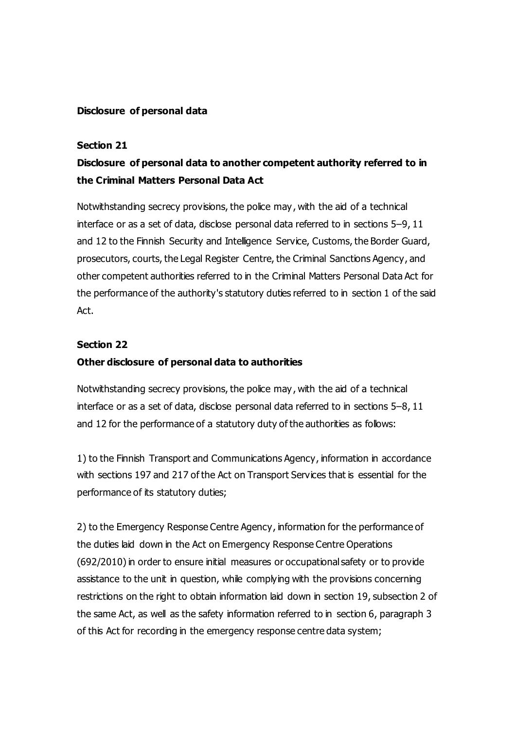**Disclosure of personal data**

### Section 21

### Disclosure of personal data to another competent authority referred to in the Criminal Matters Personal Data Act

Notwithstanding secrecy provisions, the police may, with the aid of a technical interface or as a set of data, disclose personal data referred to in sections 5–9, 11 and 12 to the Finnish Security and Intelligence Service, Customs, the Border Guard, prosecutors, courts, the Legal Register Centre, the Criminal Sanctions Agency, and other competent authorities referred to in the Criminal Matters Personal Data Act for the performance of the authority's statutory duties referred to in section 1 of the said Act.

### Section 22

### Other disclosure of personal data to authorities

Notwithstanding secrecy provisions, the police may, with the aid of a technical interface or as a set of data, disclose personal data referred to in sections 5–8, 11 and 12 for the performance of a statutory duty of the authorities as follows:

1) to the Finnish Transport and Communications Agency, information in accordance with sections 197 and 217 of the Act on Transport Services that is essential for the performance of its statutory duties;

2) to the Emergency Response Centre Agency, information for the performance of the duties laid down in the Act on Emergency Response Centre Operations (692/2010) in order to ensure initial measures or occupational safety or to provide assistance to the unit in question, while complying with the provisions concerning restrictions on the right to obtain information laid down in section 19, subsection 2 of the same Act, as well as the safety information referred to in section 6, paragraph 3 of this Act for recording in the emergency response centre data system;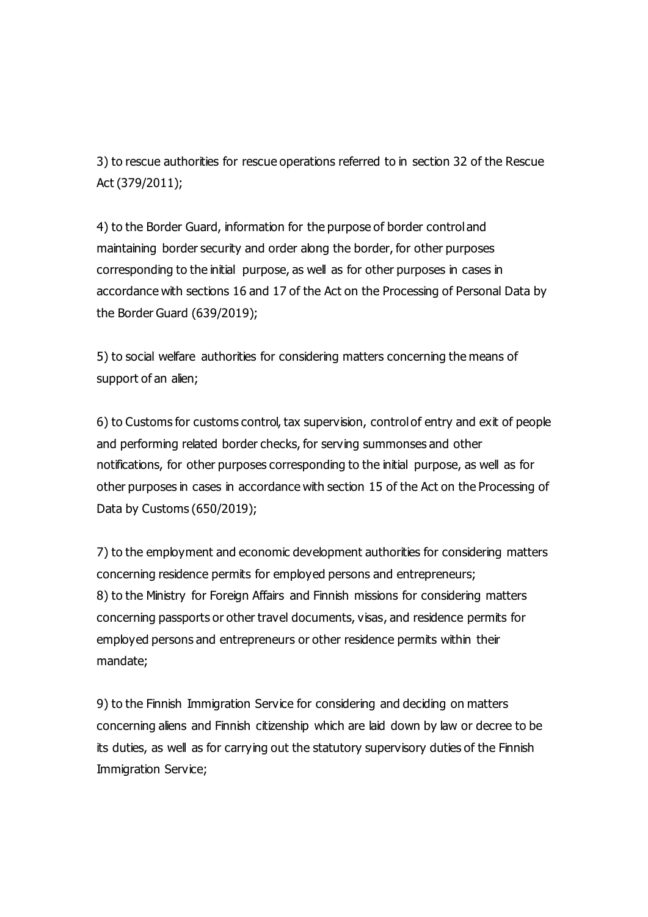3) to rescue authorities for rescue operations referred to in section 32 of the Rescue Act (379/2011);

4) to the Border Guard, information for the purpose of border control and maintaining border security and order along the border, for other purposes corresponding to the initial purpose, as well as for other purposes in cases in accordance with sections 16 and 17 of the Act on the Processing of Personal Data by the Border Guard (639/2019);

5) to social welfare authorities for considering matters concerning the means of support of an alien;

6) to Customs for customs control, tax supervision, control of entry and exit of people and performing related border checks, for serving summonses and other notifications, for other purposes corresponding to the initial purpose, as well as for other purposes in cases in accordance with section 15 of the Act on the Processing of Data by Customs (650/2019);

7) to the employment and economic development authorities for considering matters concerning residence permits for employed persons and entrepreneurs;
8) to the Ministry for Foreign Affairs and Finnish missions for considering matters concerning passports or other travel documents, visas, and residence permits for employed persons and entrepreneurs or other residence permits within their mandate;

9) to the Finnish Immigration Service for considering and deciding on matters concerning aliens and Finnish citizenship which are laid down by law or decree to be its duties, as well as for carrying out the statutory supervisory duties of the Finnish Immigration Service;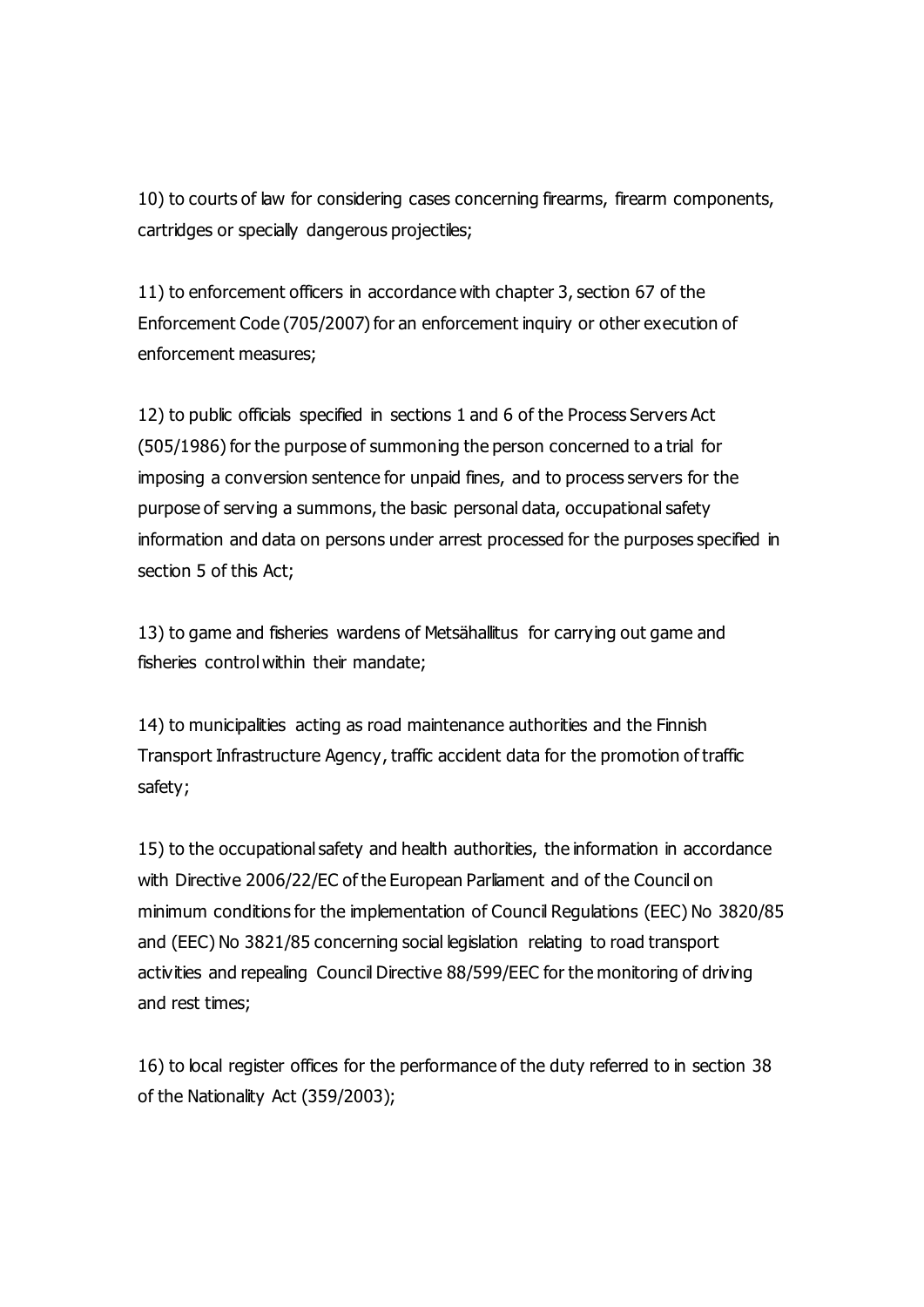10) to courts of law for considering cases concerning firearms, firearm components, cartridges or specially dangerous projectiles;

11) to enforcement officers in accordance with chapter 3, section 67 of the Enforcement Code (705/2007) for an enforcement inquiry or other execution of enforcement measures;

12) to public officials specified in sections 1 and 6 of the Process Servers Act (505/1986) for the purpose of summoning the person concerned to a trial for imposing a conversion sentence for unpaid fines, and to process servers for the purpose of serving a summons, the basic personal data, occupational safety information and data on persons under arrest processed for the purposes specified in section 5 of this Act;

13) to game and fisheries wardens of Metsähallitus for carrying out game and fisheries control within their mandate;

14) to municipalities acting as road maintenance authorities and the Finnish Transport Infrastructure Agency, traffic accident data for the promotion of traffic safety;

15) to the occupational safety and health authorities, the information in accordance with Directive 2006/22/EC of the European Parliament and of the Council on minimum conditions for the implementation of Council Regulations (EEC) No 3820/85 and (EEC) No 3821/85 concerning social legislation relating to road transport activities and repealing Council Directive 88/599/EEC for the monitoring of driving and rest times;

16) to local register offices for the performance of the duty referred to in section 38 of the Nationality Act (359/2003);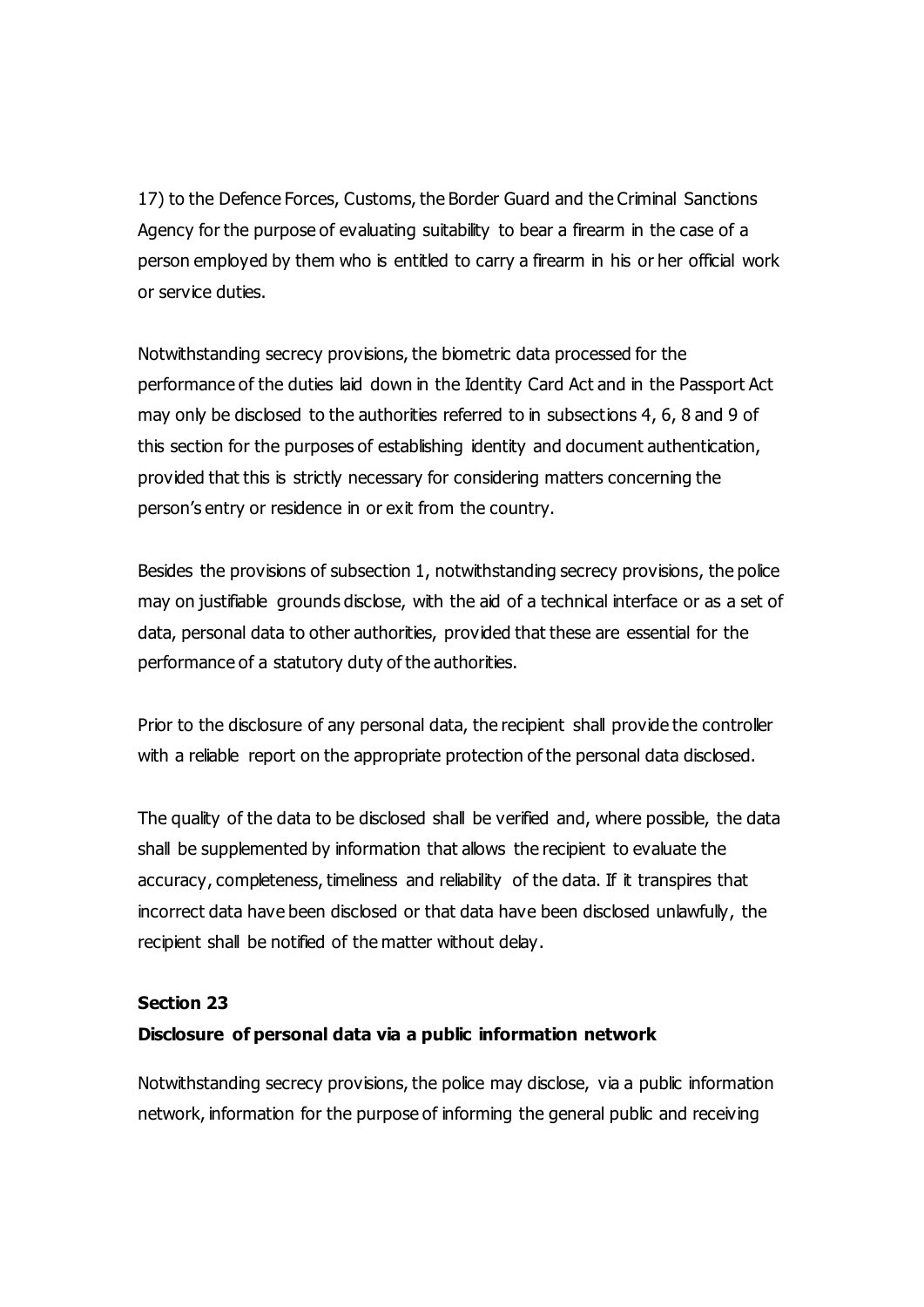17) to the Defence Forces, Customs, the Border Guard and the Criminal Sanctions Agency for the purpose of evaluating suitability to bear a firearm in the case of a person employed by them who is entitled to carry a firearm in his or her official work or service duties.

Notwithstanding secrecy provisions, the biometric data processed for the performance of the duties laid down in the Identity Card Act and in the Passport Act may only be disclosed to the authorities referred to in subsections 4, 6, 8 and 9 of this section for the purposes of establishing identity and document authentication, provided that this is strictly necessary for considering matters concerning the person's entry or residence in or exit from the country.

Besides the provisions of subsection 1, notwithstanding secrecy provisions, the police may on justifiable grounds disclose, with the aid of a technical interface or as a set of data, personal data to other authorities, provided that these are essential for the performance of a statutory duty of the authorities.

Prior to the disclosure of any personal data, the recipient shall provide the controller with a reliable report on the appropriate protection of the personal data disclosed.

The quality of the data to be disclosed shall be verified and, where possible, the data shall be supplemented by information that allows the recipient to evaluate the accuracy, completeness, timeliness and reliability of the data. If it transpires that incorrect data have been disclosed or that data have been disclosed unlawfully, the recipient shall be notified of the matter without delay.

**Section 23**

**Disclosure of personal data via a public information network**

Notwithstanding secrecy provisions, the police may disclose, via a public information network, information for the purpose of informing the general public and receiving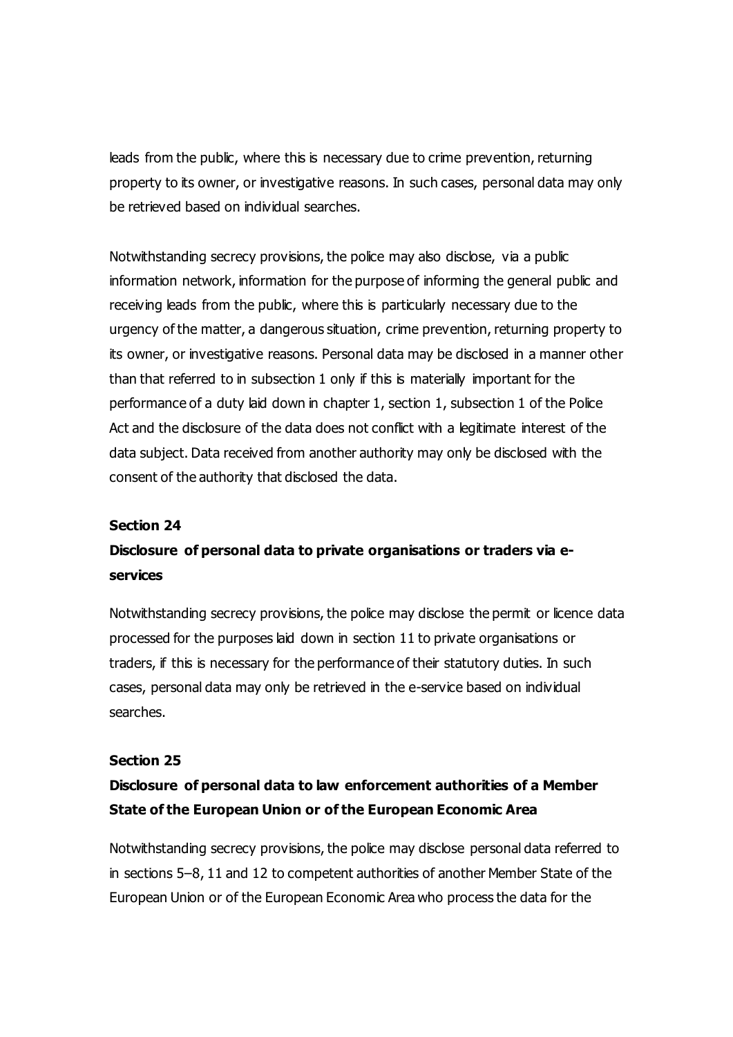leads from the public, where this is necessary due to crime prevention, returning property to its owner, or investigative reasons. In such cases, personal data may only be retrieved based on individual searches.

Notwithstanding secrecy provisions, the police may also disclose, via a public information network, information for the purpose of informing the general public and receiving leads from the public, where this is particularly necessary due to the urgency of the matter, a dangerous situation, crime prevention, returning property to its owner, or investigative reasons. Personal data may be disclosed in a manner other than that referred to in subsection 1 only if this is materially important for the performance of a duty laid down in chapter 1, section 1, subsection 1 of the Police Act and the disclosure of the data does not conflict with a legitimate interest of the data subject. Data received from another authority may only be disclosed with the consent of the authority that disclosed the data.

**Section 24**

**Disclosure of personal data to private organisations or traders via e-services**

Notwithstanding secrecy provisions, the police may disclose the permit or licence data processed for the purposes laid down in section 11 to private organisations or traders, if this is necessary for the performance of their statutory duties. In such cases, personal data may only be retrieved in the e-service based on individual searches.

**Section 25**

**Disclosure of personal data to law enforcement authorities of a Member State of the European Union or of the European Economic Area**

Notwithstanding secrecy provisions, the police may disclose personal data referred to in sections 5–8, 11 and 12 to competent authorities of another Member State of the European Union or of the European Economic Area who process the data for the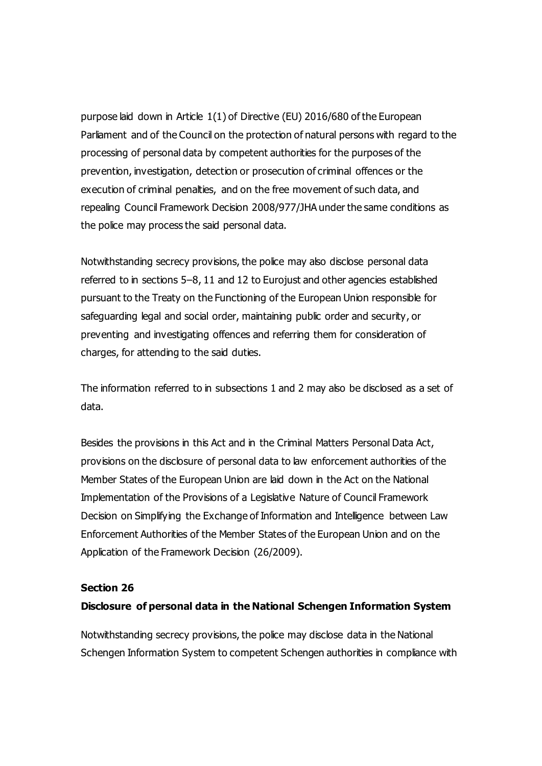purpose laid down in Article 1(1) of Directive (EU) 2016/680 of the European Parliament and of the Council on the protection of natural persons with regard to the processing of personal data by competent authorities for the purposes of the prevention, investigation, detection or prosecution of criminal offences or the execution of criminal penalties, and on the free movement of such data, and repealing Council Framework Decision 2008/977/JHA under the same conditions as the police may process the said personal data.

Notwithstanding secrecy provisions, the police may also disclose personal data referred to in sections 5–8, 11 and 12 to Eurojust and other agencies established pursuant to the Treaty on the Functioning of the European Union responsible for safeguarding legal and social order, maintaining public order and security, or preventing and investigating offences and referring them for consideration of charges, for attending to the said duties.

The information referred to in subsections 1 and 2 may also be disclosed as a set of data.

Besides the provisions in this Act and in the Criminal Matters Personal Data Act, provisions on the disclosure of personal data to law enforcement authorities of the Member States of the European Union are laid down in the Act on the National Implementation of the Provisions of a Legislative Nature of Council Framework Decision on Simplifying the Exchange of Information and Intelligence between Law Enforcement Authorities of the Member States of the European Union and on the Application of the Framework Decision (26/2009).

**Section 26**
**Disclosure of personal data in the National Schengen Information System**

Notwithstanding secrecy provisions, the police may disclose data in the National Schengen Information System to competent Schengen authorities in compliance with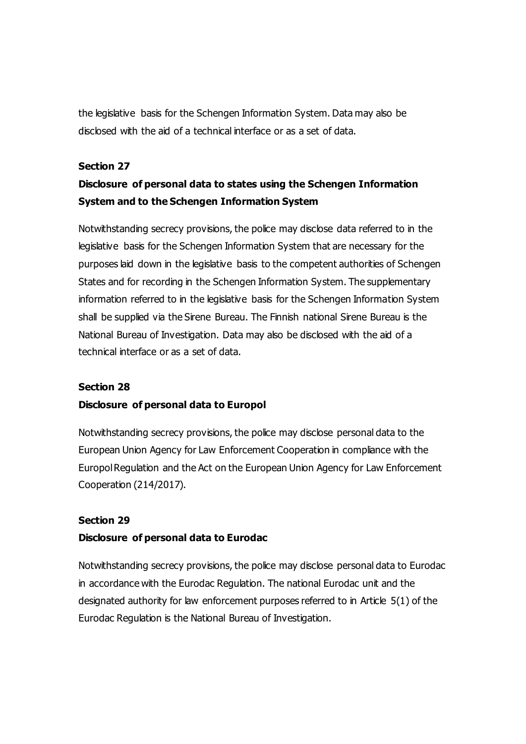the legislative basis for the Schengen Information System. Data may also be disclosed with the aid of a technical interface or as a set of data.

**Section 27**

**Disclosure of personal data to states using the Schengen Information System and to the Schengen Information System**

Notwithstanding secrecy provisions, the police may disclose data referred to in the legislative basis for the Schengen Information System that are necessary for the purposes laid down in the legislative basis to the competent authorities of Schengen States and for recording in the Schengen Information System. The supplementary information referred to in the legislative basis for the Schengen Information System shall be supplied via the Sirene Bureau. The Finnish national Sirene Bureau is the National Bureau of Investigation. Data may also be disclosed with the aid of a technical interface or as a set of data.

**Section 28**

**Disclosure of personal data to Europol**

Notwithstanding secrecy provisions, the police may disclose personal data to the European Union Agency for Law Enforcement Cooperation in compliance with the Europol Regulation and the Act on the European Union Agency for Law Enforcement Cooperation (214/2017).

**Section 29**

**Disclosure of personal data to Eurodac**

Notwithstanding secrecy provisions, the police may disclose personal data to Eurodac in accordance with the Eurodac Regulation. The national Eurodac unit and the designated authority for law enforcement purposes referred to in Article 5(1) of the Eurodac Regulation is the National Bureau of Investigation.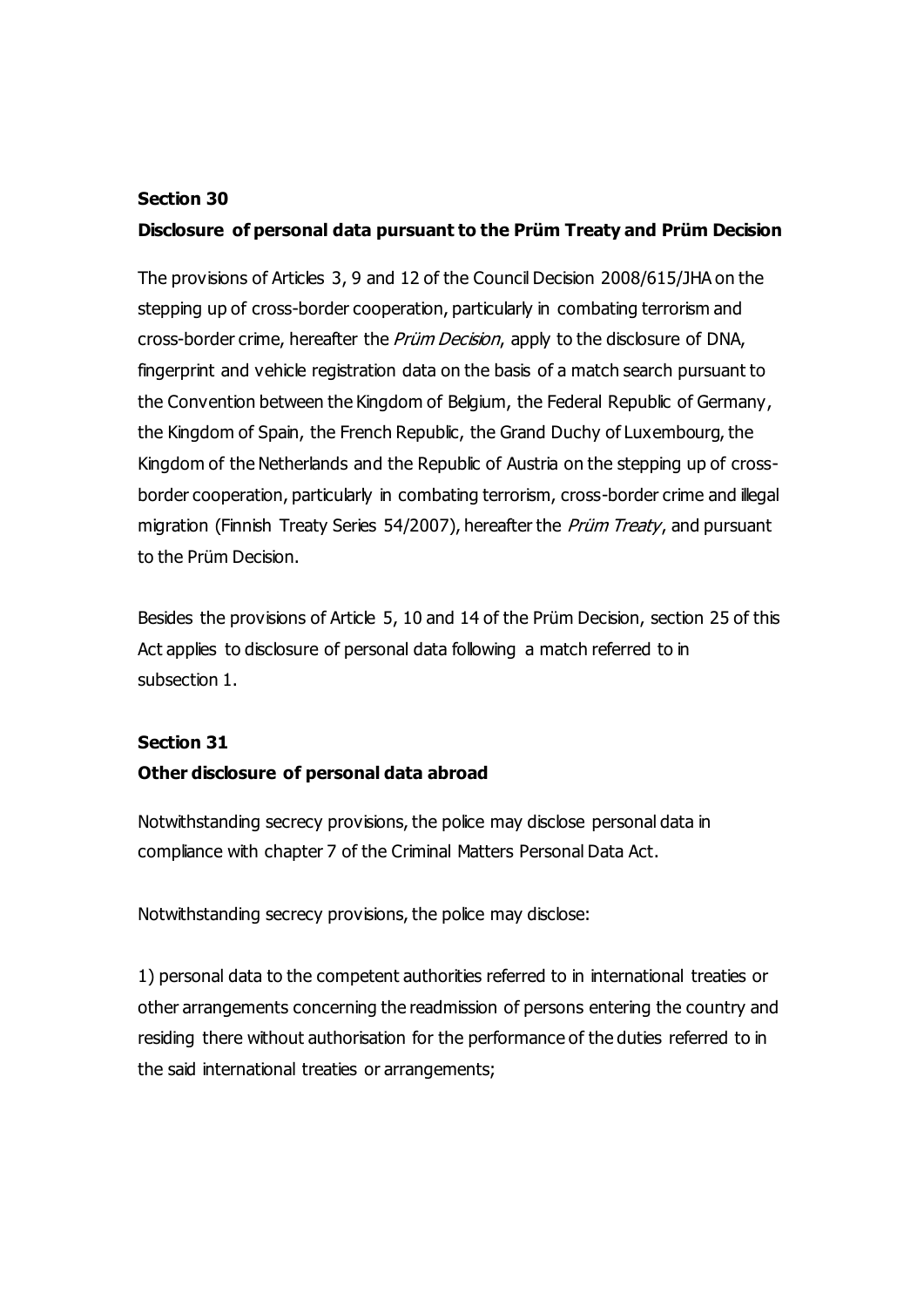**Section 30**

**Disclosure of personal data pursuant to the Prüm Treaty and Prüm Decision**

The provisions of Articles 3, 9 and 12 of the Council Decision 2008/615/JHA on the stepping up of cross-border cooperation, particularly in combating terrorism and cross-border crime, hereafter the *Prüm Decision*, apply to the disclosure of DNA, fingerprint and vehicle registration data on the basis of a match search pursuant to the Convention between the Kingdom of Belgium, the Federal Republic of Germany, the Kingdom of Spain, the French Republic, the Grand Duchy of Luxembourg, the Kingdom of the Netherlands and the Republic of Austria on the stepping up of cross-border cooperation, particularly in combating terrorism, cross-border crime and illegal migration (Finnish Treaty Series 54/2007), hereafter the *Prüm Treaty*, and pursuant to the Prüm Decision.

Besides the provisions of Article 5, 10 and 14 of the Prüm Decision, section 25 of this Act applies to disclosure of personal data following a match referred to in subsection 1.

**Section 31**

**Other disclosure of personal data abroad**

Notwithstanding secrecy provisions, the police may disclose personal data in compliance with chapter 7 of the Criminal Matters Personal Data Act.

Notwithstanding secrecy provisions, the police may disclose:

1) personal data to the competent authorities referred to in international treaties or other arrangements concerning the readmission of persons entering the country and residing there without authorisation for the performance of the duties referred to in the said international treaties or arrangements;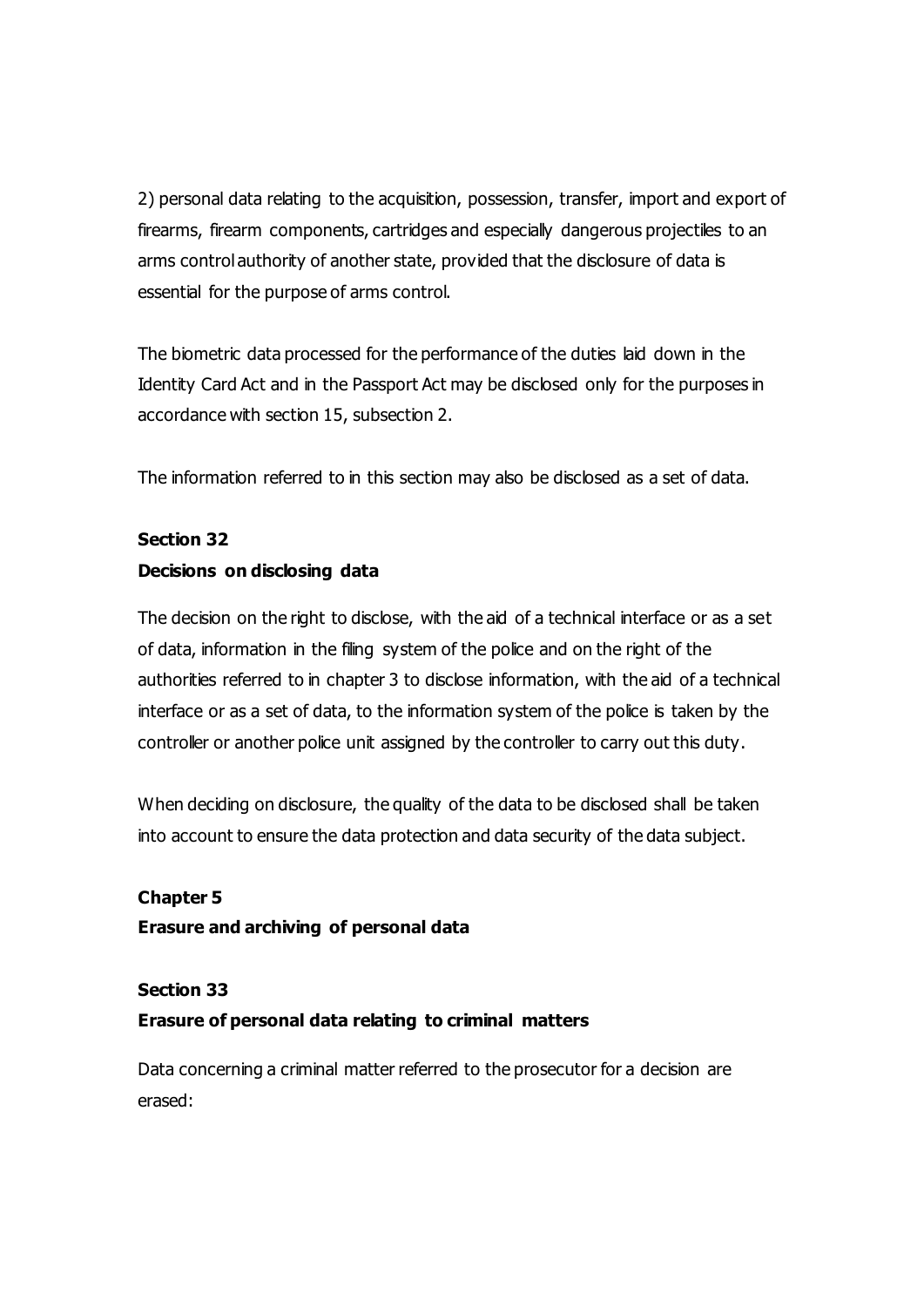2) personal data relating to the acquisition, possession, transfer, import and export of firearms, firearm components, cartridges and especially dangerous projectiles to an arms control authority of another state, provided that the disclosure of data is essential for the purpose of arms control.

The biometric data processed for the performance of the duties laid down in the Identity Card Act and in the Passport Act may be disclosed only for the purposes in accordance with section 15, subsection 2.

The information referred to in this section may also be disclosed as a set of data.

**Section 32**

**Decisions on disclosing data**

The decision on the right to disclose, with the aid of a technical interface or as a set of data, information in the filing system of the police and on the right of the authorities referred to in chapter 3 to disclose information, with the aid of a technical interface or as a set of data, to the information system of the police is taken by the controller or another police unit assigned by the controller to carry out this duty.

When deciding on disclosure, the quality of the data to be disclosed shall be taken into account to ensure the data protection and data security of the data subject.

## Chapter 5

## Erasure and archiving of personal data

**Section 33**

**Erasure of personal data relating to criminal matters**

Data concerning a criminal matter referred to the prosecutor for a decision are erased: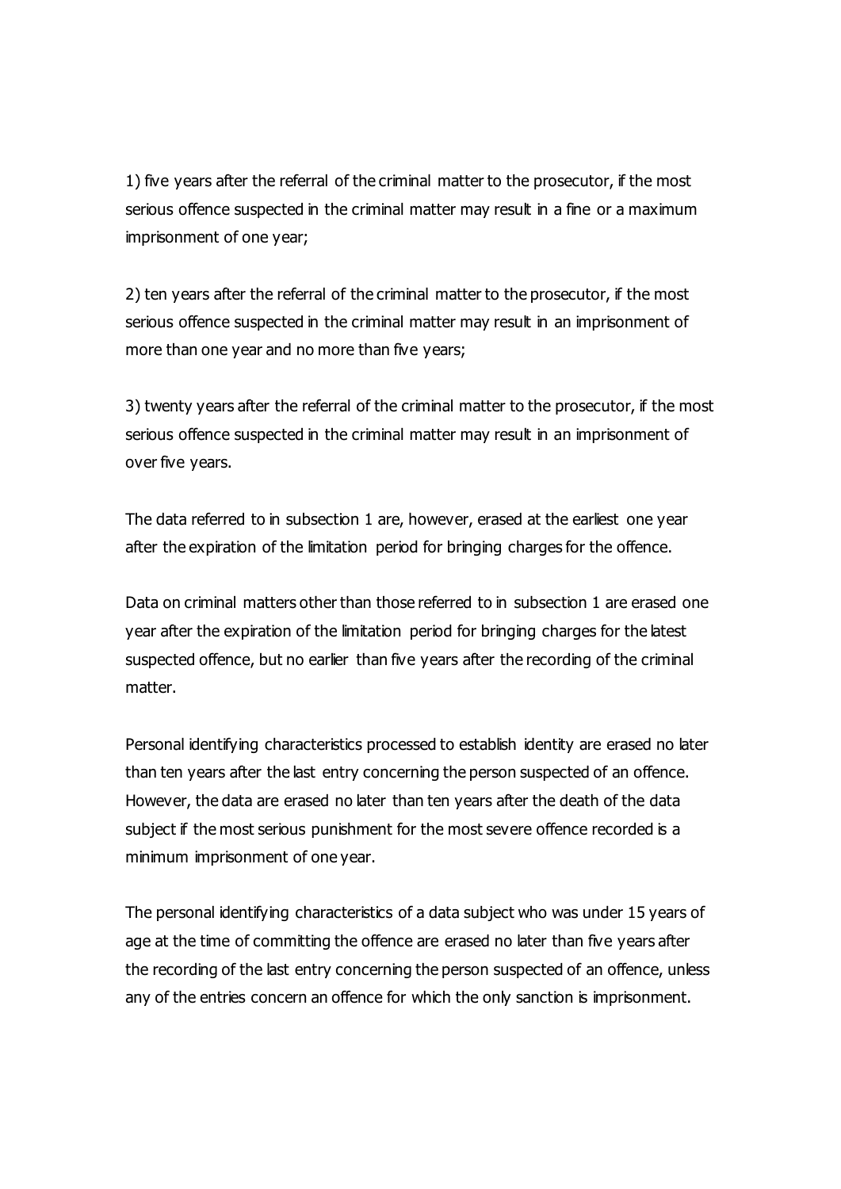1) five years after the referral of the criminal matter to the prosecutor, if the most serious offence suspected in the criminal matter may result in a fine or a maximum imprisonment of one year;

2) ten years after the referral of the criminal matter to the prosecutor, if the most serious offence suspected in the criminal matter may result in an imprisonment of more than one year and no more than five years;

3) twenty years after the referral of the criminal matter to the prosecutor, if the most serious offence suspected in the criminal matter may result in an imprisonment of over five years.

The data referred to in subsection 1 are, however, erased at the earliest one year after the expiration of the limitation period for bringing charges for the offence.

Data on criminal matters other than those referred to in subsection 1 are erased one year after the expiration of the limitation period for bringing charges for the latest suspected offence, but no earlier than five years after the recording of the criminal matter.

Personal identifying characteristics processed to establish identity are erased no later than ten years after the last entry concerning the person suspected of an offence. However, the data are erased no later than ten years after the death of the data subject if the most serious punishment for the most severe offence recorded is a minimum imprisonment of one year.

The personal identifying characteristics of a data subject who was under 15 years of age at the time of committing the offence are erased no later than five years after the recording of the last entry concerning the person suspected of an offence, unless any of the entries concern an offence for which the only sanction is imprisonment.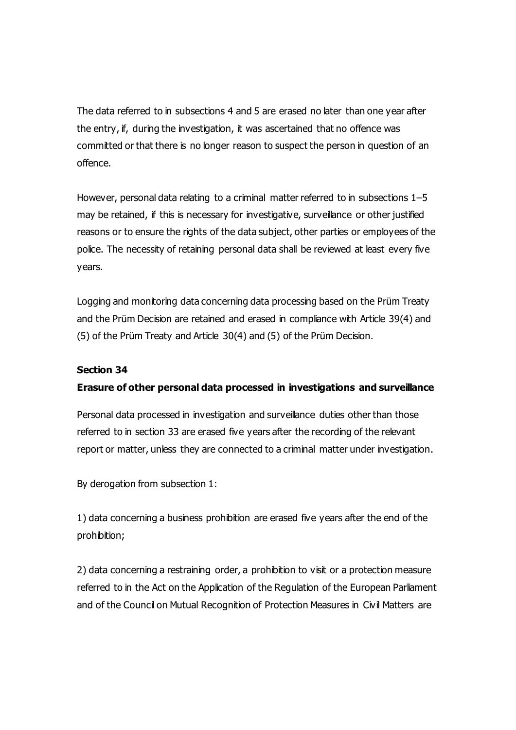The data referred to in subsections 4 and 5 are erased no later than one year after the entry, if, during the investigation, it was ascertained that no offence was committed or that there is no longer reason to suspect the person in question of an offence.

However, personal data relating to a criminal matter referred to in subsections 1–5 may be retained, if this is necessary for investigative, surveillance or other justified reasons or to ensure the rights of the data subject, other parties or employees of the police. The necessity of retaining personal data shall be reviewed at least every five years.

Logging and monitoring data concerning data processing based on the Prüm Treaty and the Prüm Decision are retained and erased in compliance with Article 39(4) and (5) of the Prüm Treaty and Article 30(4) and (5) of the Prüm Decision.

**Section 34**

**Erasure of other personal data processed in investigations and surveillance**

Personal data processed in investigation and surveillance duties other than those referred to in section 33 are erased five years after the recording of the relevant report or matter, unless they are connected to a criminal matter under investigation.

By derogation from subsection 1:

1) data concerning a business prohibition are erased five years after the end of the prohibition;

2) data concerning a restraining order, a prohibition to visit or a protection measure referred to in the Act on the Application of the Regulation of the European Parliament and of the Council on Mutual Recognition of Protection Measures in Civil Matters are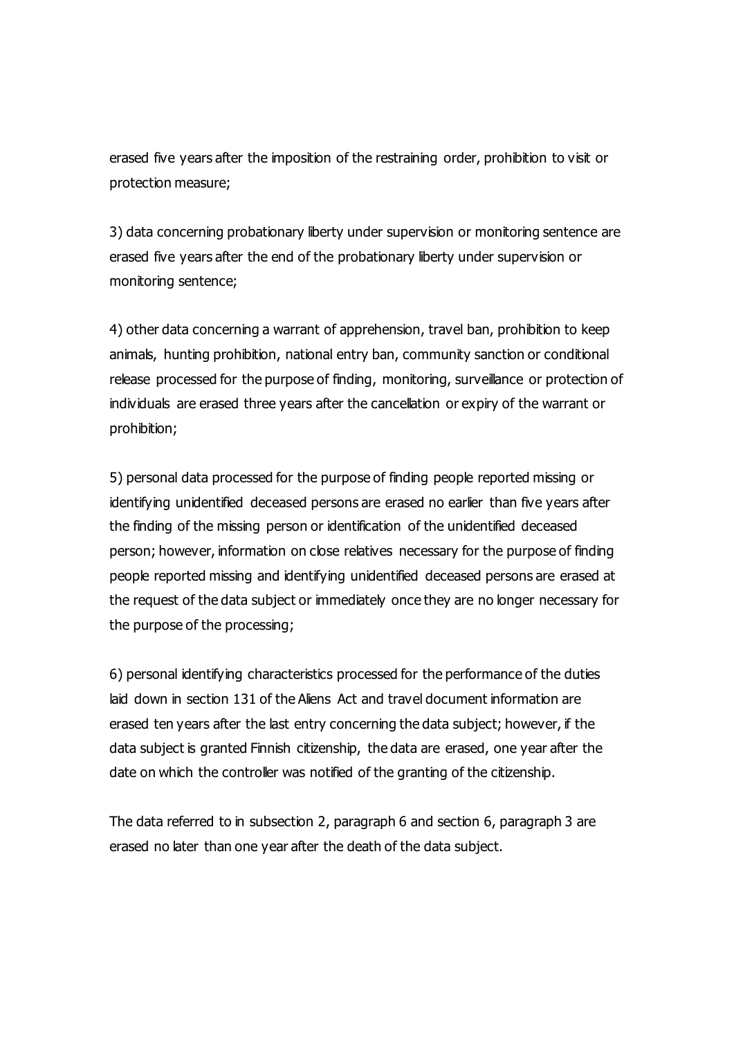erased five years after the imposition of the restraining order, prohibition to visit or protection measure;

3) data concerning probationary liberty under supervision or monitoring sentence are erased five years after the end of the probationary liberty under supervision or monitoring sentence;

4) other data concerning a warrant of apprehension, travel ban, prohibition to keep animals, hunting prohibition, national entry ban, community sanction or conditional release processed for the purpose of finding, monitoring, surveillance or protection of individuals are erased three years after the cancellation or expiry of the warrant or prohibition;

5) personal data processed for the purpose of finding people reported missing or identifying unidentified deceased persons are erased no earlier than five years after the finding of the missing person or identification of the unidentified deceased person; however, information on close relatives necessary for the purpose of finding people reported missing and identifying unidentified deceased persons are erased at the request of the data subject or immediately once they are no longer necessary for the purpose of the processing;

6) personal identifying characteristics processed for the performance of the duties laid down in section 131 of the Aliens Act and travel document information are erased ten years after the last entry concerning the data subject; however, if the data subject is granted Finnish citizenship, the data are erased, one year after the date on which the controller was notified of the granting of the citizenship.

The data referred to in subsection 2, paragraph 6 and section 6, paragraph 3 are erased no later than one year after the death of the data subject.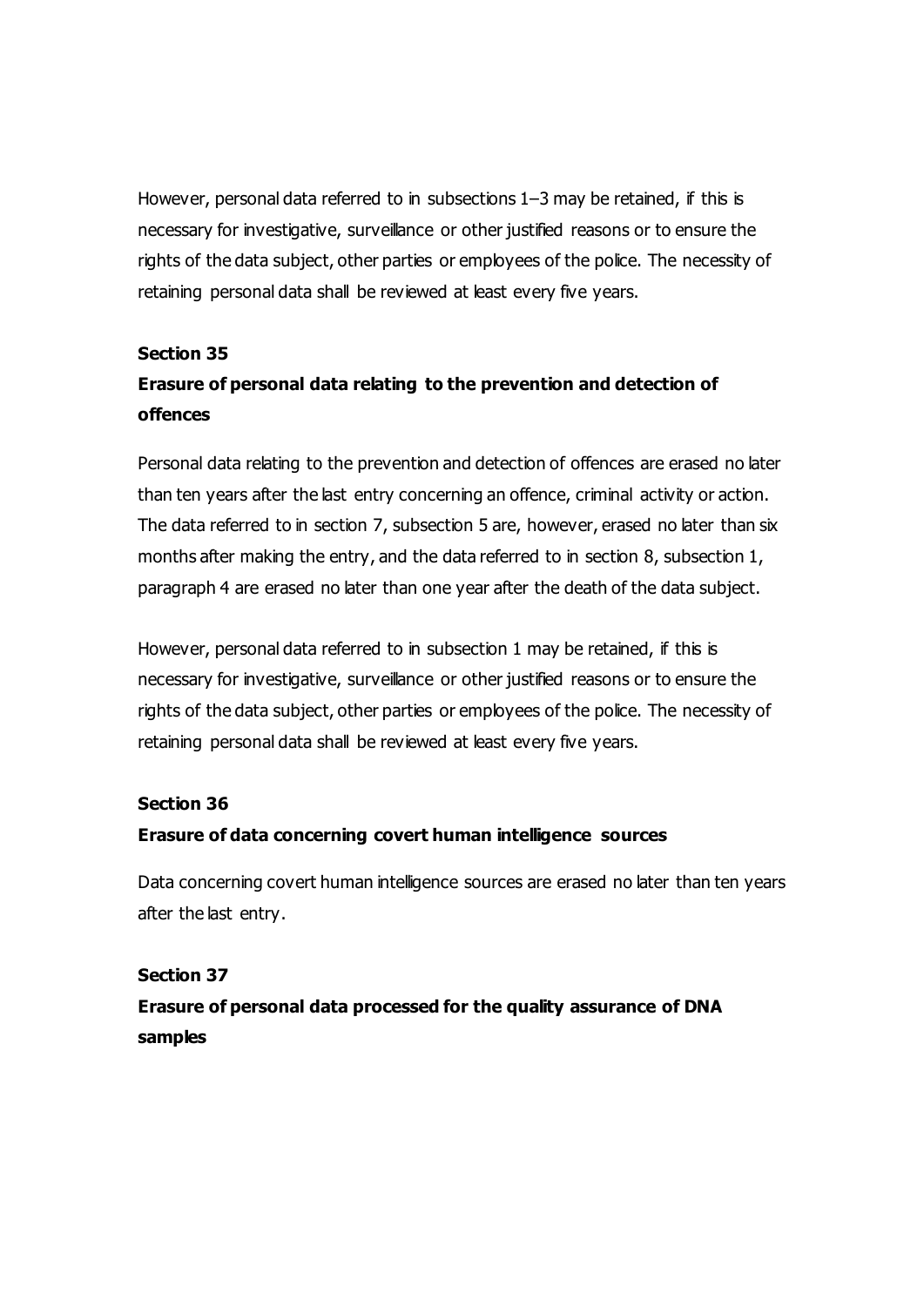However, personal data referred to in subsections 1–3 may be retained, if this is necessary for investigative, surveillance or other justified reasons or to ensure the rights of the data subject, other parties or employees of the police. The necessity of retaining personal data shall be reviewed at least every five years.

**Section 35**

**Erasure of personal data relating to the prevention and detection of offences**

Personal data relating to the prevention and detection of offences are erased no later than ten years after the last entry concerning an offence, criminal activity or action. The data referred to in section 7, subsection 5 are, however, erased no later than six months after making the entry, and the data referred to in section 8, subsection 1, paragraph 4 are erased no later than one year after the death of the data subject.

However, personal data referred to in subsection 1 may be retained, if this is necessary for investigative, surveillance or other justified reasons or to ensure the rights of the data subject, other parties or employees of the police. The necessity of retaining personal data shall be reviewed at least every five years.

**Section 36**

**Erasure of data concerning covert human intelligence sources**

Data concerning covert human intelligence sources are erased no later than ten years after the last entry.

**Section 37**

**Erasure of personal data processed for the quality assurance of DNA samples**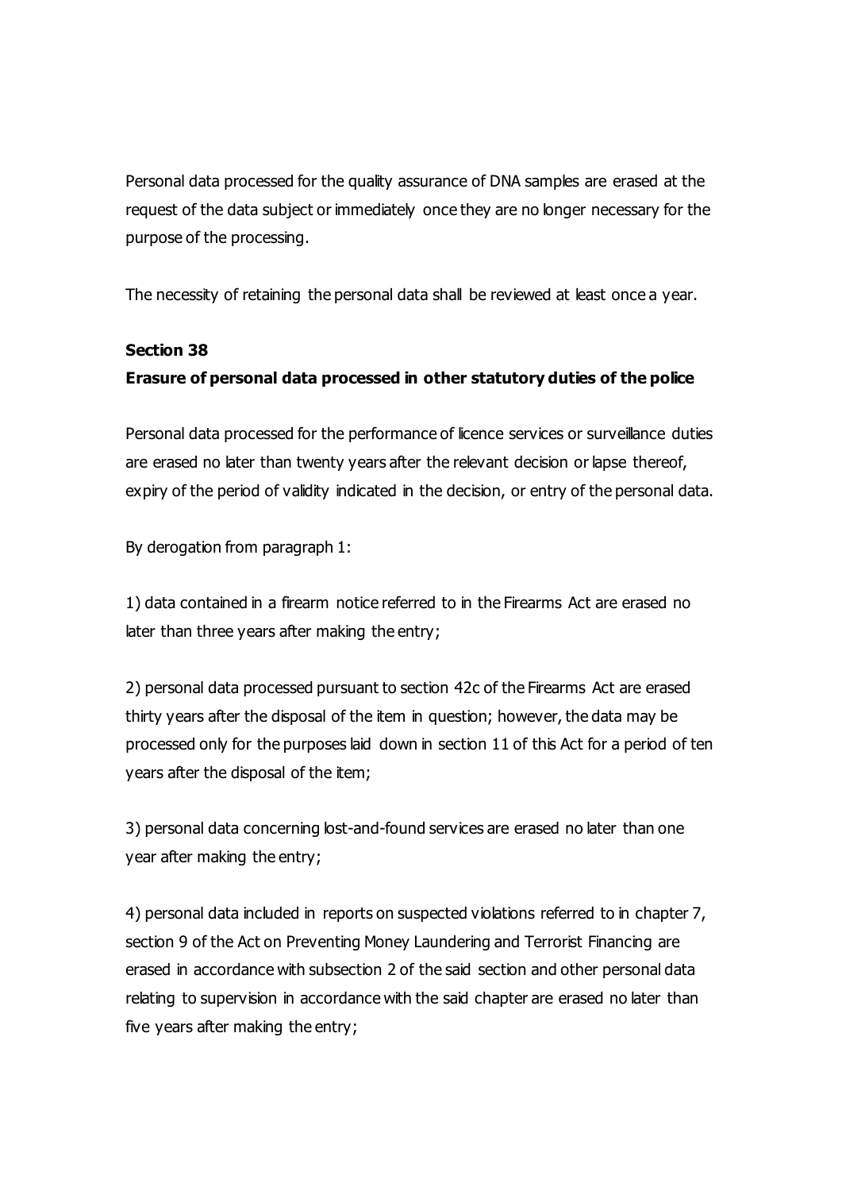Personal data processed for the quality assurance of DNA samples are erased at the request of the data subject or immediately once they are no longer necessary for the purpose of the processing.

The necessity of retaining the personal data shall be reviewed at least once a year.

**Section 38**

**Erasure of personal data processed in other statutory duties of the police**

Personal data processed for the performance of licence services or surveillance duties are erased no later than twenty years after the relevant decision or lapse thereof, expiry of the period of validity indicated in the decision, or entry of the personal data.

By derogation from paragraph 1:

1) data contained in a firearm notice referred to in the Firearms Act are erased no later than three years after making the entry;

2) personal data processed pursuant to section 42c of the Firearms Act are erased thirty years after the disposal of the item in question; however, the data may be processed only for the purposes laid down in section 11 of this Act for a period of ten years after the disposal of the item;

3) personal data concerning lost-and-found services are erased no later than one year after making the entry;

4) personal data included in reports on suspected violations referred to in chapter 7, section 9 of the Act on Preventing Money Laundering and Terrorist Financing are erased in accordance with subsection 2 of the said section and other personal data relating to supervision in accordance with the said chapter are erased no later than five years after making the entry;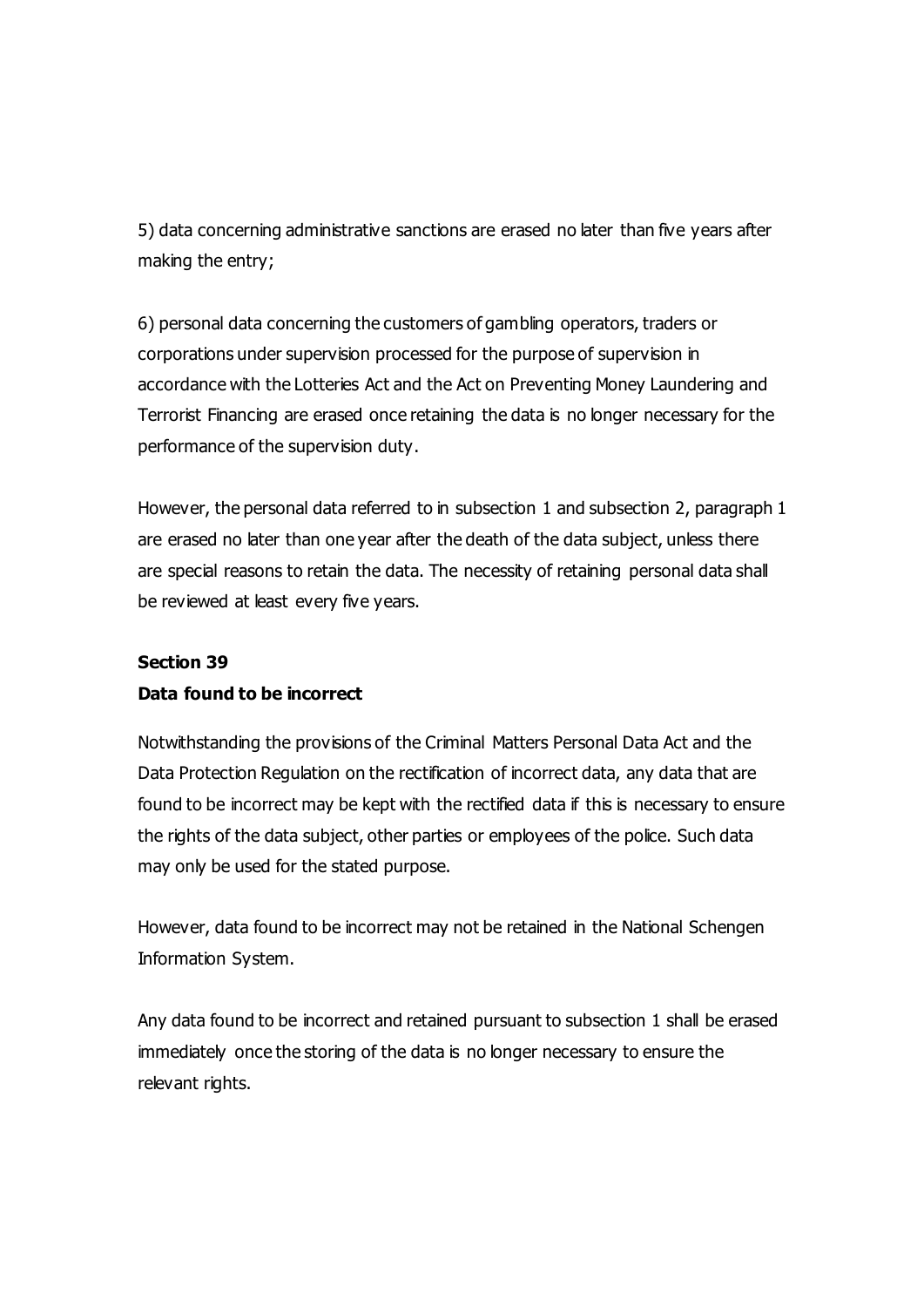5) data concerning administrative sanctions are erased no later than five years after making the entry;

6) personal data concerning the customers of gambling operators, traders or corporations under supervision processed for the purpose of supervision in accordance with the Lotteries Act and the Act on Preventing Money Laundering and Terrorist Financing are erased once retaining the data is no longer necessary for the performance of the supervision duty.

However, the personal data referred to in subsection 1 and subsection 2, paragraph 1 are erased no later than one year after the death of the data subject, unless there are special reasons to retain the data. The necessity of retaining personal data shall be reviewed at least every five years.

**Section 39**

**Data found to be incorrect**

Notwithstanding the provisions of the Criminal Matters Personal Data Act and the Data Protection Regulation on the rectification of incorrect data, any data that are found to be incorrect may be kept with the rectified data if this is necessary to ensure the rights of the data subject, other parties or employees of the police. Such data may only be used for the stated purpose.

However, data found to be incorrect may not be retained in the National Schengen Information System.

Any data found to be incorrect and retained pursuant to subsection 1 shall be erased immediately once the storing of the data is no longer necessary to ensure the relevant rights.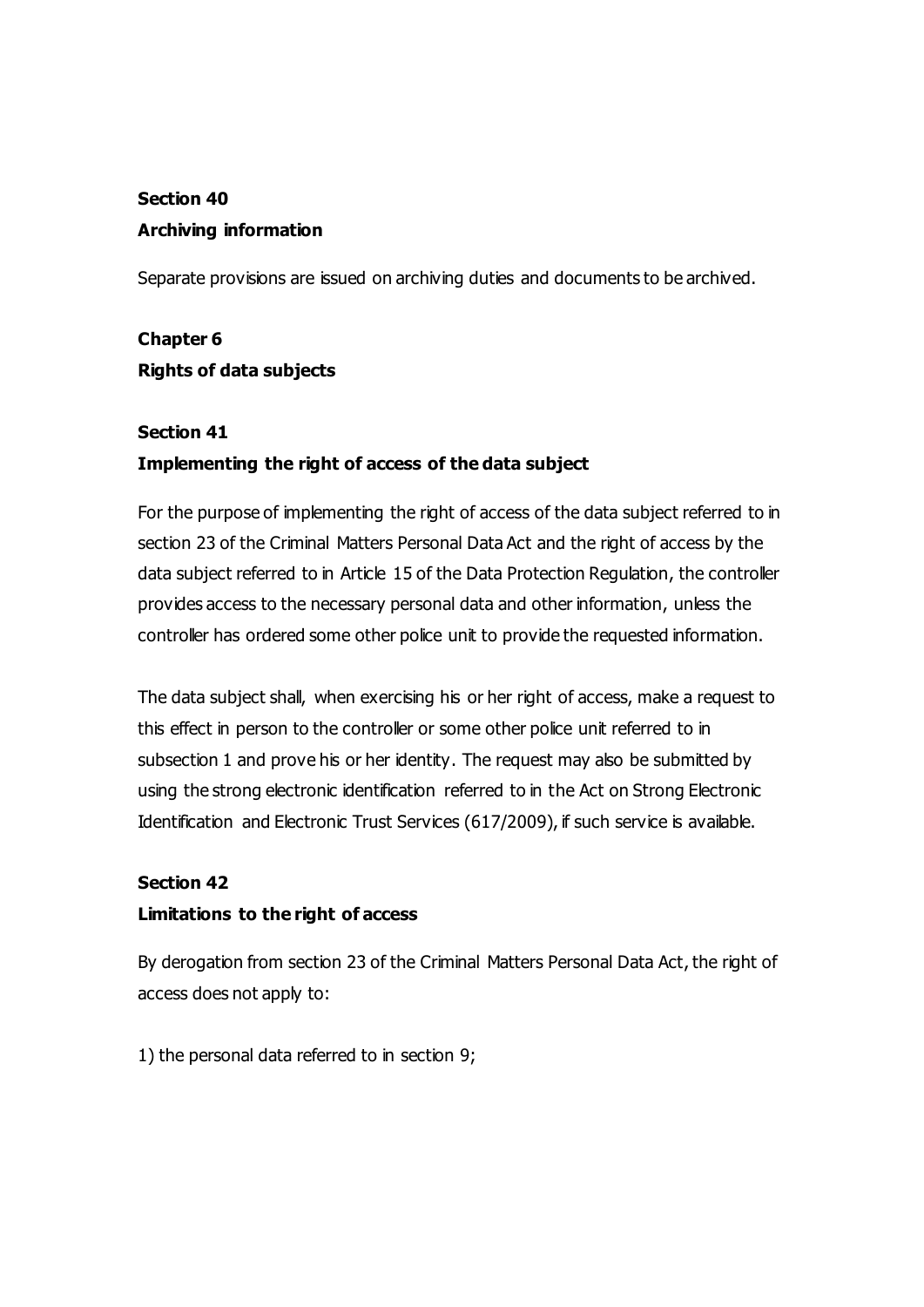**Section 40**

**Archiving information**

Separate provisions are issued on archiving duties and documents to be archived.

**Chapter 6**

**Rights of data subjects**

**Section 41**

**Implementing the right of access of the data subject**

For the purpose of implementing the right of access of the data subject referred to in section 23 of the Criminal Matters Personal Data Act and the right of access by the data subject referred to in Article 15 of the Data Protection Regulation, the controller provides access to the necessary personal data and other information, unless the controller has ordered some other police unit to provide the requested information.

The data subject shall, when exercising his or her right of access, make a request to this effect in person to the controller or some other police unit referred to in subsection 1 and prove his or her identity. The request may also be submitted by using the strong electronic identification referred to in the Act on Strong Electronic Identification and Electronic Trust Services (617/2009), if such service is available.

**Section 42**

**Limitations to the right of access**

By derogation from section 23 of the Criminal Matters Personal Data Act, the right of access does not apply to:

1) the personal data referred to in section 9;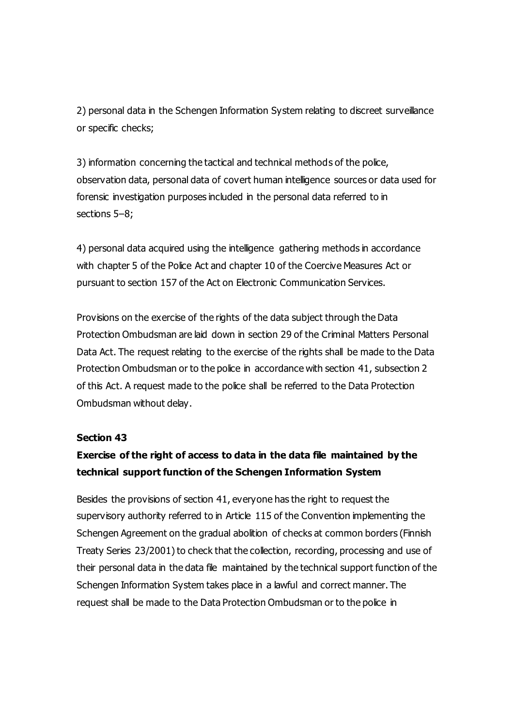2) personal data in the Schengen Information System relating to discreet surveillance or specific checks;

3) information concerning the tactical and technical methods of the police, observation data, personal data of covert human intelligence sources or data used for forensic investigation purposes included in the personal data referred to in sections 5–8;

4) personal data acquired using the intelligence gathering methods in accordance with chapter 5 of the Police Act and chapter 10 of the Coercive Measures Act or pursuant to section 157 of the Act on Electronic Communication Services.

Provisions on the exercise of the rights of the data subject through the Data Protection Ombudsman are laid down in section 29 of the Criminal Matters Personal Data Act. The request relating to the exercise of the rights shall be made to the Data Protection Ombudsman or to the police in accordance with section 41, subsection 2 of this Act. A request made to the police shall be referred to the Data Protection Ombudsman without delay.

**Section 43**

**Exercise of the right of access to data in the data file maintained by the technical support function of the Schengen Information System**

Besides the provisions of section 41, everyone has the right to request the supervisory authority referred to in Article 115 of the Convention implementing the Schengen Agreement on the gradual abolition of checks at common borders (Finnish Treaty Series 23/2001) to check that the collection, recording, processing and use of their personal data in the data file maintained by the technical support function of the Schengen Information System takes place in a lawful and correct manner. The request shall be made to the Data Protection Ombudsman or to the police in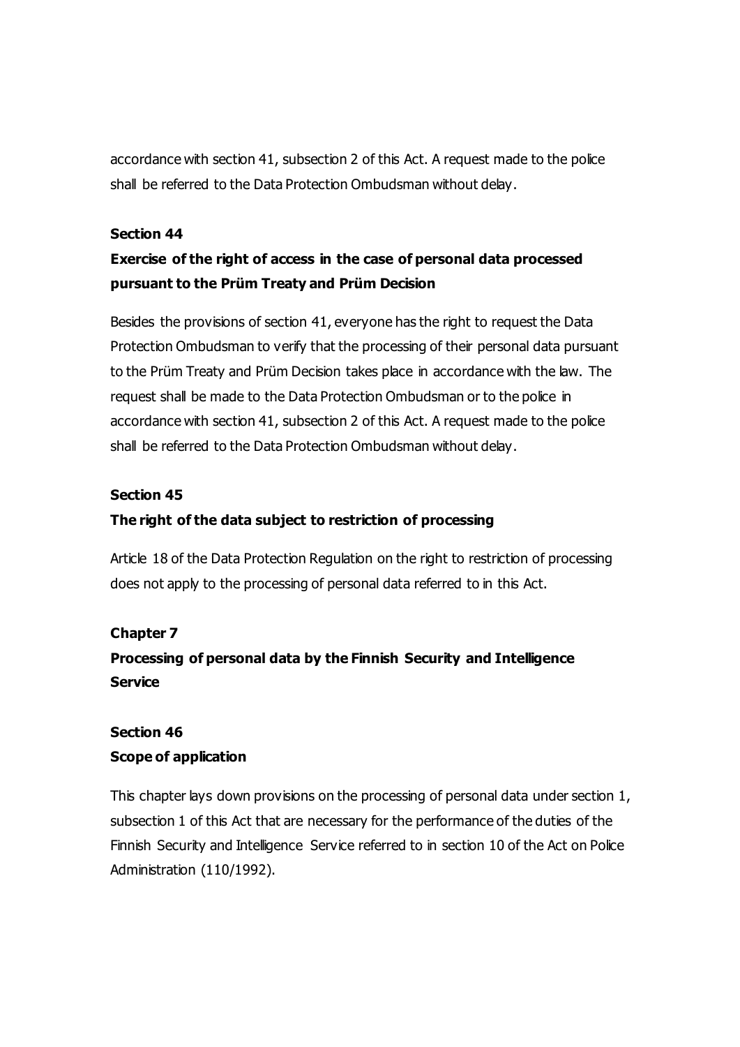accordance with section 41, subsection 2 of this Act. A request made to the police shall be referred to the Data Protection Ombudsman without delay.

**Section 44**

**Exercise of the right of access in the case of personal data processed pursuant to the Prüm Treaty and Prüm Decision**

Besides the provisions of section 41, everyone has the right to request the Data Protection Ombudsman to verify that the processing of their personal data pursuant to the Prüm Treaty and Prüm Decision takes place in accordance with the law. The request shall be made to the Data Protection Ombudsman or to the police in accordance with section 41, subsection 2 of this Act. A request made to the police shall be referred to the Data Protection Ombudsman without delay.

**Section 45**

**The right of the data subject to restriction of processing**

Article 18 of the Data Protection Regulation on the right to restriction of processing does not apply to the processing of personal data referred to in this Act.

**Chapter 7**

**Processing of personal data by the Finnish Security and Intelligence Service**

**Section 46**

**Scope of application**

This chapter lays down provisions on the processing of personal data under section 1, subsection 1 of this Act that are necessary for the performance of the duties of the Finnish Security and Intelligence Service referred to in section 10 of the Act on Police Administration (110/1992).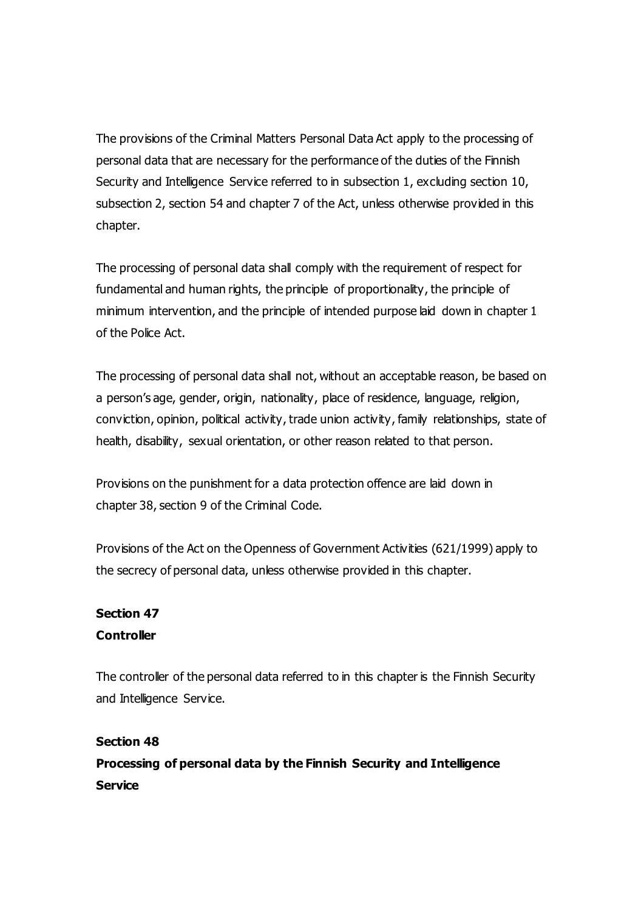The provisions of the Criminal Matters Personal Data Act apply to the processing of personal data that are necessary for the performance of the duties of the Finnish Security and Intelligence Service referred to in subsection 1, excluding section 10, subsection 2, section 54 and chapter 7 of the Act, unless otherwise provided in this chapter.

The processing of personal data shall comply with the requirement of respect for fundamental and human rights, the principle of proportionality, the principle of minimum intervention, and the principle of intended purpose laid down in chapter 1 of the Police Act.

The processing of personal data shall not, without an acceptable reason, be based on a person's age, gender, origin, nationality, place of residence, language, religion, conviction, opinion, political activity, trade union activity, family relationships, state of health, disability, sexual orientation, or other reason related to that person.

Provisions on the punishment for a data protection offence are laid down in chapter 38, section 9 of the Criminal Code.

Provisions of the Act on the Openness of Government Activities (621/1999) apply to the secrecy of personal data, unless otherwise provided in this chapter.

**Section 47**
**Controller**

The controller of the personal data referred to in this chapter is the Finnish Security and Intelligence Service.

**Section 48**
**Processing of personal data by the Finnish Security and Intelligence Service**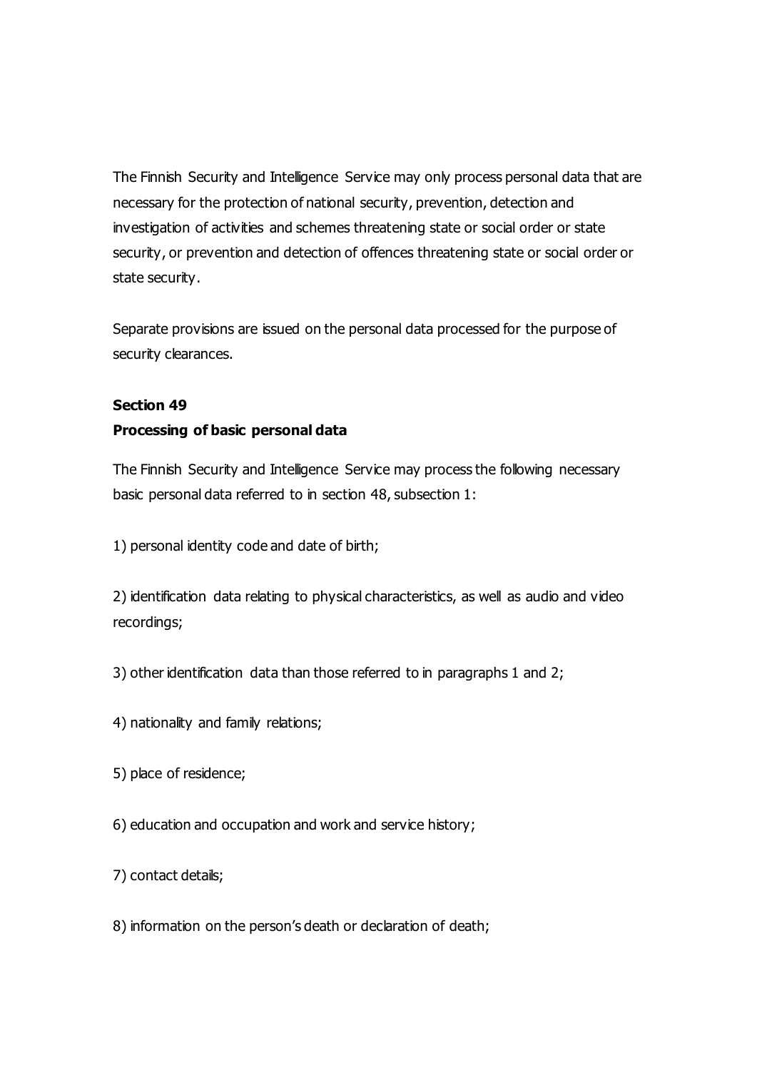The Finnish Security and Intelligence Service may only process personal data that are necessary for the protection of national security, prevention, detection and investigation of activities and schemes threatening state or social order or state security, or prevention and detection of offences threatening state or social order or state security.

Separate provisions are issued on the personal data processed for the purpose of security clearances.

**Section 49**
**Processing of basic personal data**

The Finnish Security and Intelligence Service may process the following necessary basic personal data referred to in section 48, subsection 1:

1) personal identity code and date of birth;

2) identification data relating to physical characteristics, as well as audio and video recordings;

3) other identification data than those referred to in paragraphs 1 and 2;

4) nationality and family relations;

5) place of residence;

6) education and occupation and work and service history;

7) contact details;

8) information on the person's death or declaration of death;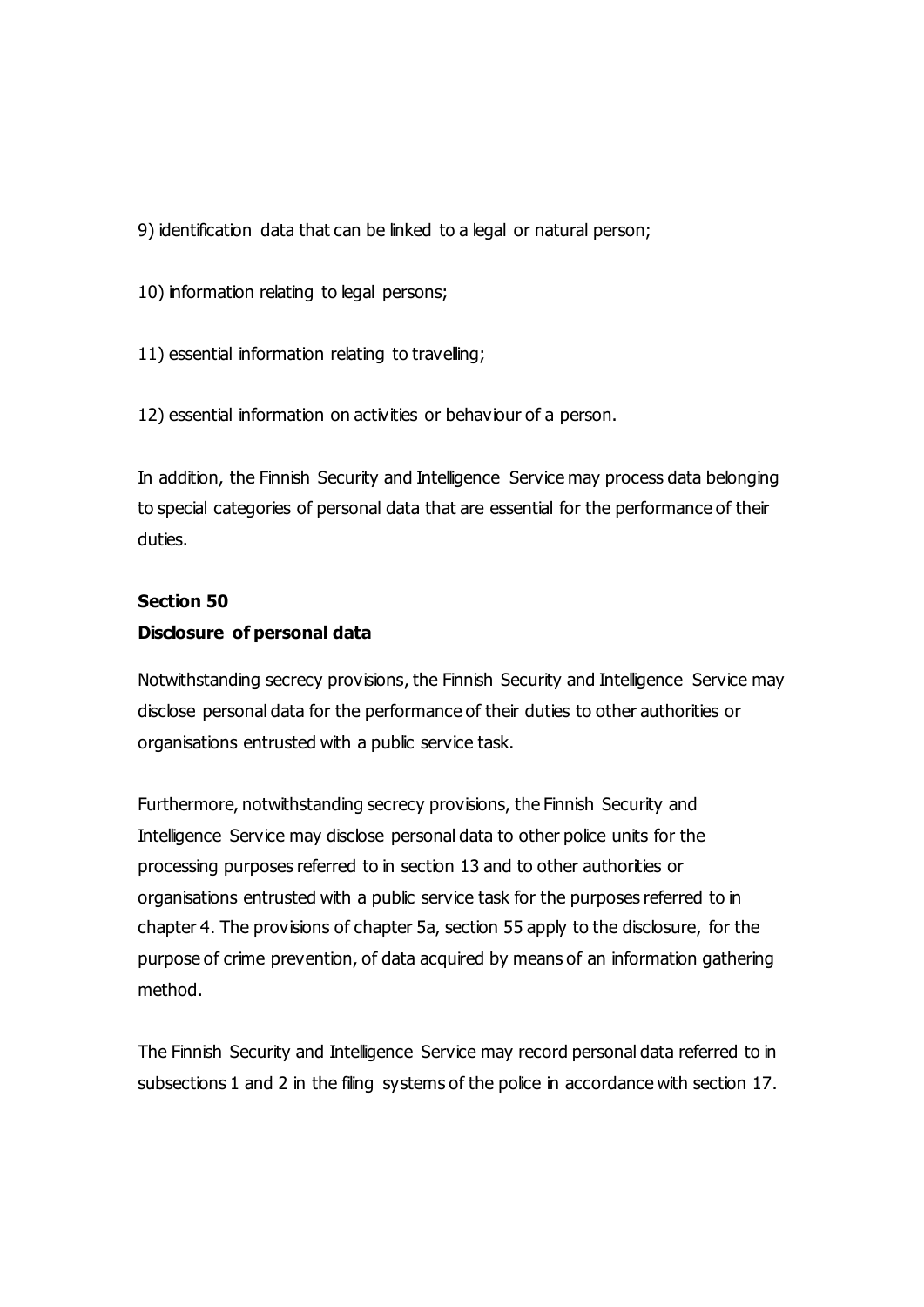9) identification data that can be linked to a legal or natural person;

10) information relating to legal persons;

11) essential information relating to travelling;

12) essential information on activities or behaviour of a person.

In addition, the Finnish Security and Intelligence Service may process data belonging to special categories of personal data that are essential for the performance of their duties.

**Section 50**

**Disclosure of personal data**

Notwithstanding secrecy provisions, the Finnish Security and Intelligence Service may disclose personal data for the performance of their duties to other authorities or organisations entrusted with a public service task.

Furthermore, notwithstanding secrecy provisions, the Finnish Security and Intelligence Service may disclose personal data to other police units for the processing purposes referred to in section 13 and to other authorities or organisations entrusted with a public service task for the purposes referred to in chapter 4. The provisions of chapter 5a, section 55 apply to the disclosure, for the purpose of crime prevention, of data acquired by means of an information gathering method.

The Finnish Security and Intelligence Service may record personal data referred to in subsections 1 and 2 in the filing systems of the police in accordance with section 17.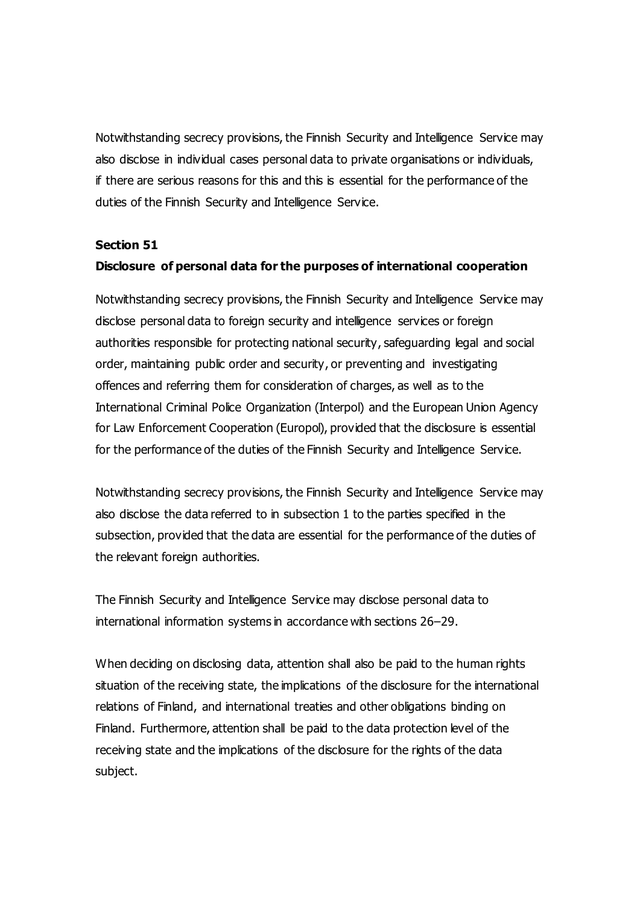Notwithstanding secrecy provisions, the Finnish Security and Intelligence Service may also disclose in individual cases personal data to private organisations or individuals, if there are serious reasons for this and this is essential for the performance of the duties of the Finnish Security and Intelligence Service.

**Section 51**

**Disclosure of personal data for the purposes of international cooperation**

Notwithstanding secrecy provisions, the Finnish Security and Intelligence Service may disclose personal data to foreign security and intelligence services or foreign authorities responsible for protecting national security, safeguarding legal and social order, maintaining public order and security, or preventing and investigating offences and referring them for consideration of charges, as well as to the International Criminal Police Organization (Interpol) and the European Union Agency for Law Enforcement Cooperation (Europol), provided that the disclosure is essential for the performance of the duties of the Finnish Security and Intelligence Service.

Notwithstanding secrecy provisions, the Finnish Security and Intelligence Service may also disclose the data referred to in subsection 1 to the parties specified in the subsection, provided that the data are essential for the performance of the duties of the relevant foreign authorities.

The Finnish Security and Intelligence Service may disclose personal data to international information systems in accordance with sections 26–29.

When deciding on disclosing data, attention shall also be paid to the human rights situation of the receiving state, the implications of the disclosure for the international relations of Finland, and international treaties and other obligations binding on Finland. Furthermore, attention shall be paid to the data protection level of the receiving state and the implications of the disclosure for the rights of the data subject.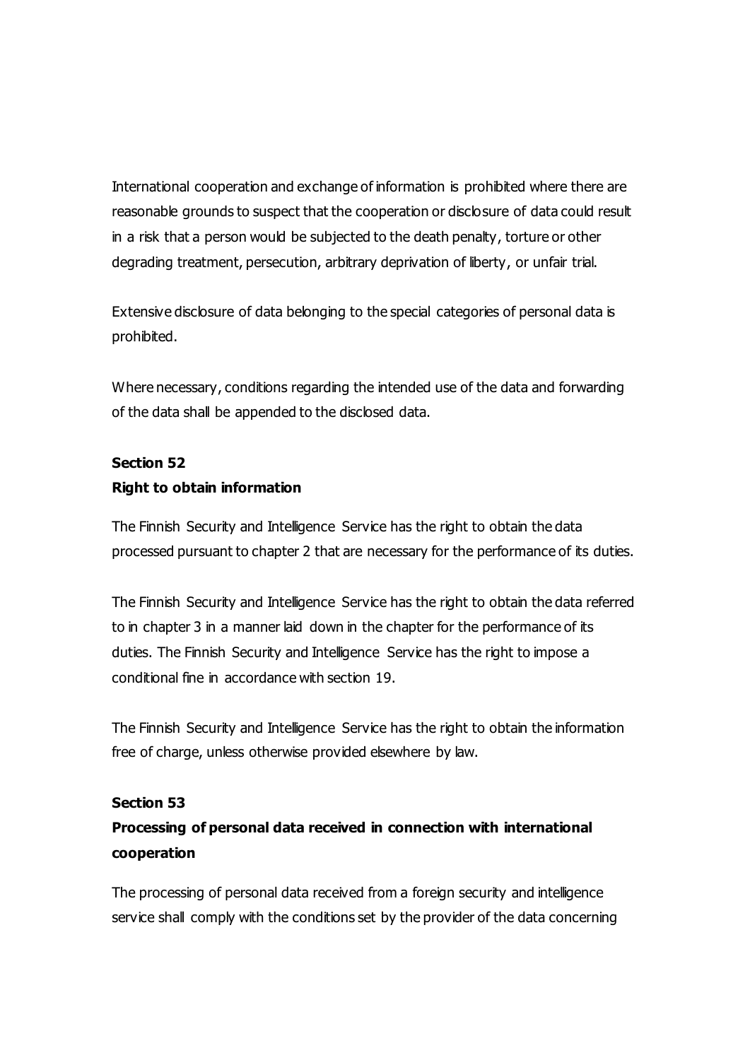International cooperation and exchange of information is prohibited where there are reasonable grounds to suspect that the cooperation or disclosure of data could result in a risk that a person would be subjected to the death penalty, torture or other degrading treatment, persecution, arbitrary deprivation of liberty, or unfair trial.

Extensive disclosure of data belonging to the special categories of personal data is prohibited.

Where necessary, conditions regarding the intended use of the data and forwarding of the data shall be appended to the disclosed data.

**Section 52**
**Right to obtain information**

The Finnish Security and Intelligence Service has the right to obtain the data processed pursuant to chapter 2 that are necessary for the performance of its duties.

The Finnish Security and Intelligence Service has the right to obtain the data referred to in chapter 3 in a manner laid down in the chapter for the performance of its duties. The Finnish Security and Intelligence Service has the right to impose a conditional fine in accordance with section 19.

The Finnish Security and Intelligence Service has the right to obtain the information free of charge, unless otherwise provided elsewhere by law.

**Section 53**
**Processing of personal data received in connection with international cooperation**

The processing of personal data received from a foreign security and intelligence service shall comply with the conditions set by the provider of the data concerning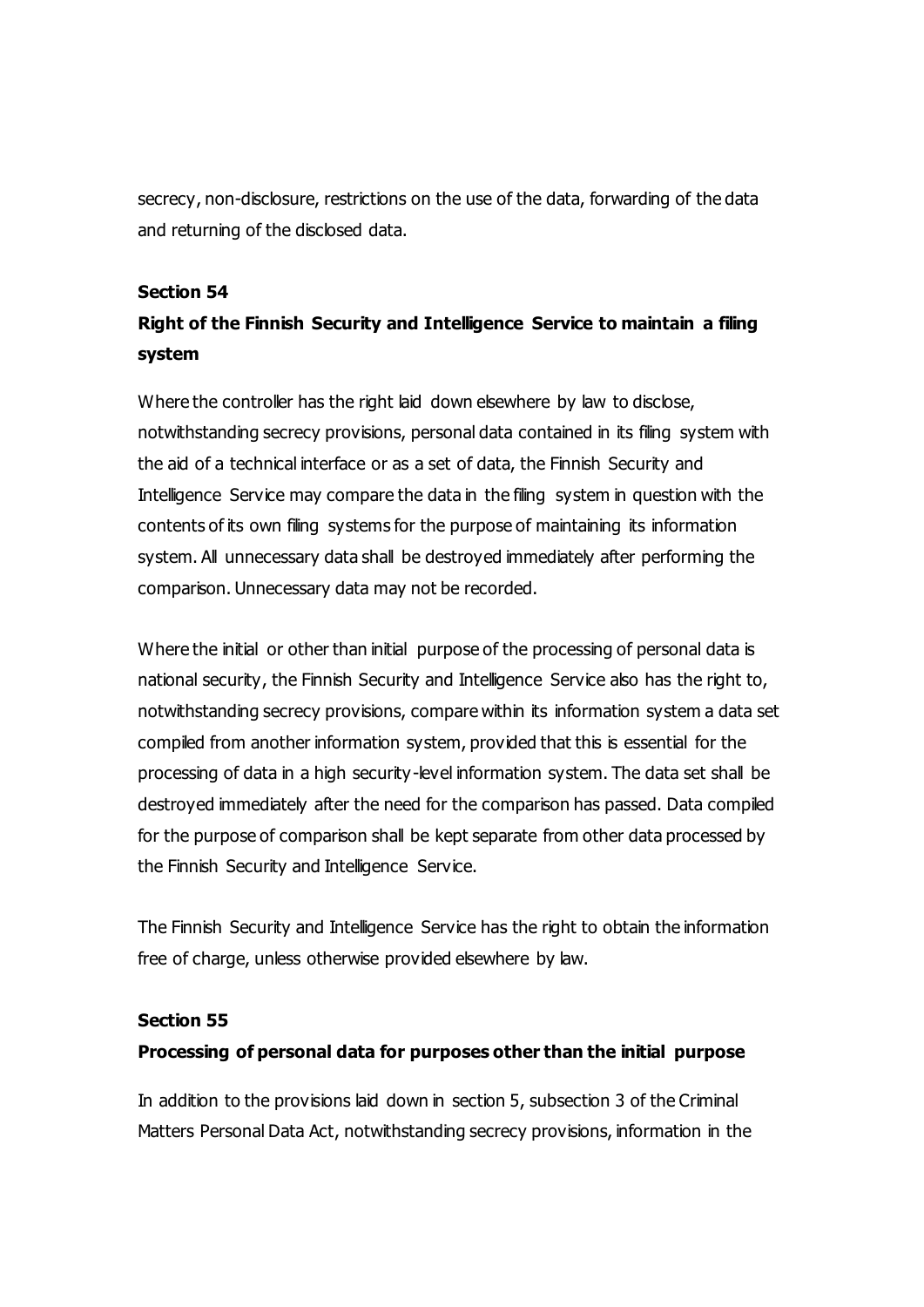secrecy, non-disclosure, restrictions on the use of the data, forwarding of the data and returning of the disclosed data.

**Section 54**

**Right of the Finnish Security and Intelligence Service to maintain a filing system**

Where the controller has the right laid down elsewhere by law to disclose, notwithstanding secrecy provisions, personal data contained in its filing system with the aid of a technical interface or as a set of data, the Finnish Security and Intelligence Service may compare the data in the filing system in question with the contents of its own filing systems for the purpose of maintaining its information system. All unnecessary data shall be destroyed immediately after performing the comparison. Unnecessary data may not be recorded.

Where the initial or other than initial purpose of the processing of personal data is national security, the Finnish Security and Intelligence Service also has the right to, notwithstanding secrecy provisions, compare within its information system a data set compiled from another information system, provided that this is essential for the processing of data in a high security-level information system. The data set shall be destroyed immediately after the need for the comparison has passed. Data compiled for the purpose of comparison shall be kept separate from other data processed by the Finnish Security and Intelligence Service.

The Finnish Security and Intelligence Service has the right to obtain the information free of charge, unless otherwise provided elsewhere by law.

**Section 55**

**Processing of personal data for purposes other than the initial purpose**

In addition to the provisions laid down in section 5, subsection 3 of the Criminal Matters Personal Data Act, notwithstanding secrecy provisions, information in the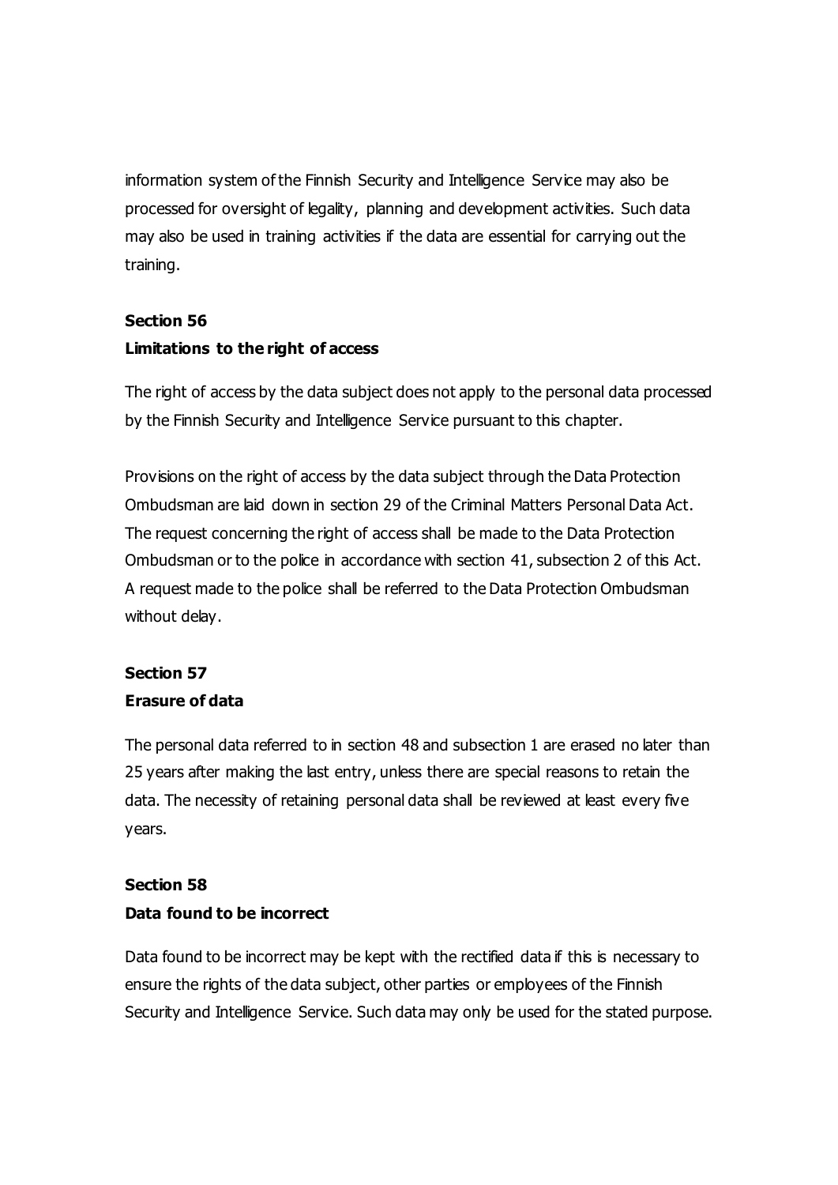information system of the Finnish Security and Intelligence Service may also be processed for oversight of legality, planning and development activities. Such data may also be used in training activities if the data are essential for carrying out the training.

**Section 56**
**Limitations to the right of access**

The right of access by the data subject does not apply to the personal data processed by the Finnish Security and Intelligence Service pursuant to this chapter.

Provisions on the right of access by the data subject through the Data Protection Ombudsman are laid down in section 29 of the Criminal Matters Personal Data Act. The request concerning the right of access shall be made to the Data Protection Ombudsman or to the police in accordance with section 41, subsection 2 of this Act. A request made to the police shall be referred to the Data Protection Ombudsman without delay.

**Section 57**
**Erasure of data**

The personal data referred to in section 48 and subsection 1 are erased no later than 25 years after making the last entry, unless there are special reasons to retain the data. The necessity of retaining personal data shall be reviewed at least every five years.

**Section 58**
**Data found to be incorrect**

Data found to be incorrect may be kept with the rectified data if this is necessary to ensure the rights of the data subject, other parties or employees of the Finnish Security and Intelligence Service. Such data may only be used for the stated purpose.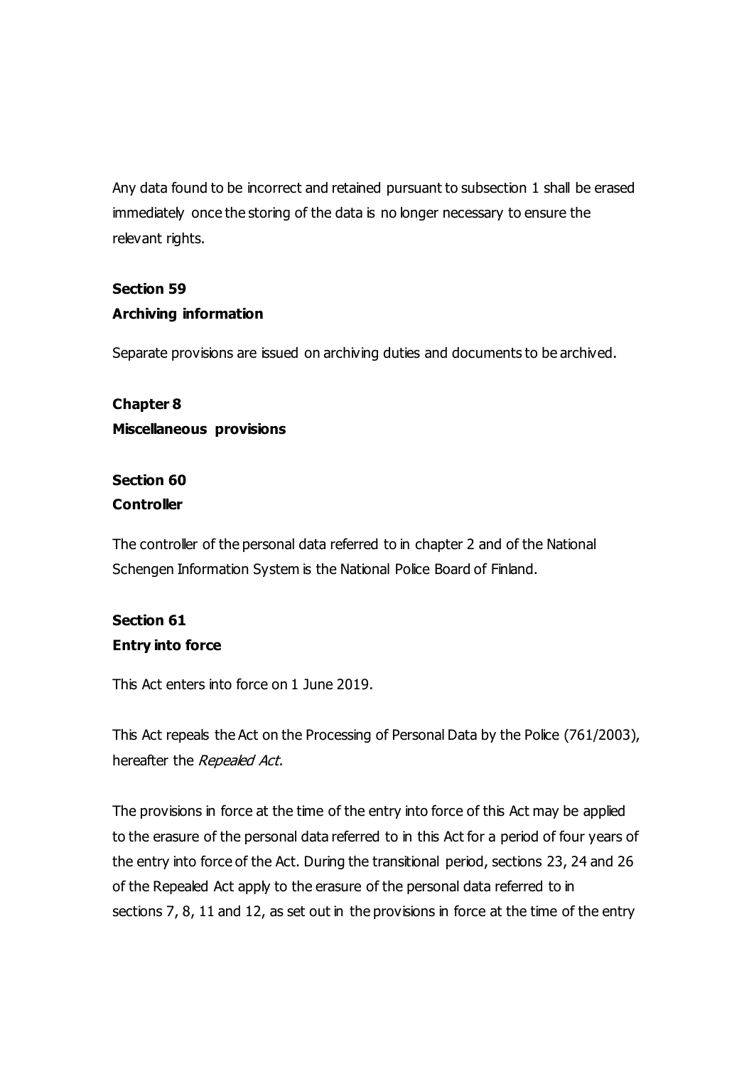Any data found to be incorrect and retained pursuant to subsection 1 shall be erased immediately once the storing of the data is no longer necessary to ensure the relevant rights.

**Section 59**
**Archiving information**

Separate provisions are issued on archiving duties and documents to be archived.

**Chapter 8**
**Miscellaneous provisions**

**Section 60**
**Controller**

The controller of the personal data referred to in chapter 2 and of the National Schengen Information System is the National Police Board of Finland.

**Section 61**
**Entry into force**

This Act enters into force on 1 June 2019.

This Act repeals the Act on the Processing of Personal Data by the Police (761/2003), hereafter the *Repealed Act*.

The provisions in force at the time of the entry into force of this Act may be applied to the erasure of the personal data referred to in this Act for a period of four years of the entry into force of the Act. During the transitional period, sections 23, 24 and 26 of the Repealed Act apply to the erasure of the personal data referred to in sections 7, 8, 11 and 12, as set out in the provisions in force at the time of the entry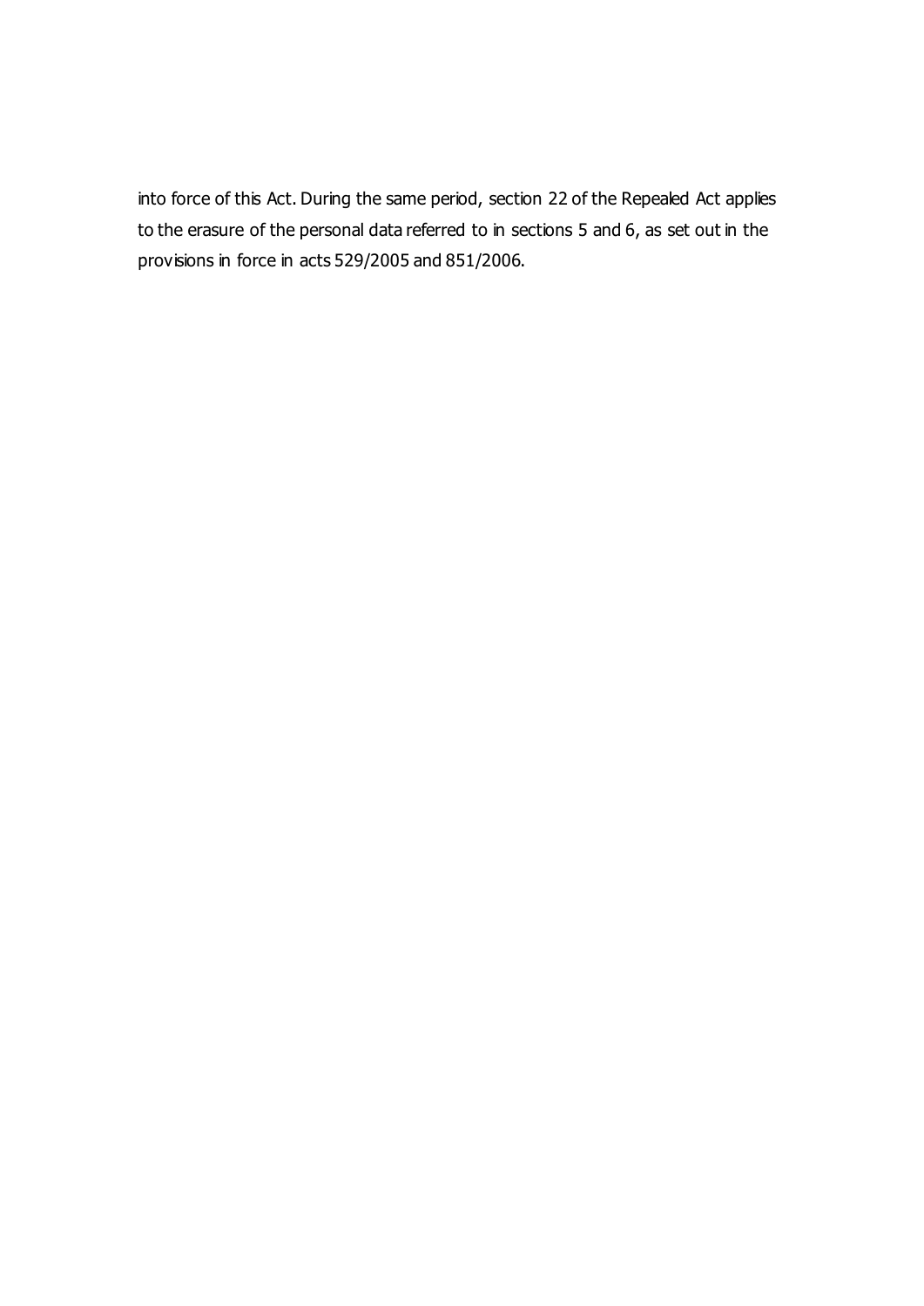into force of this Act. During the same period, section 22 of the Repealed Act applies to the erasure of the personal data referred to in sections 5 and 6, as set out in the provisions in force in acts 529/2005 and 851/2006.